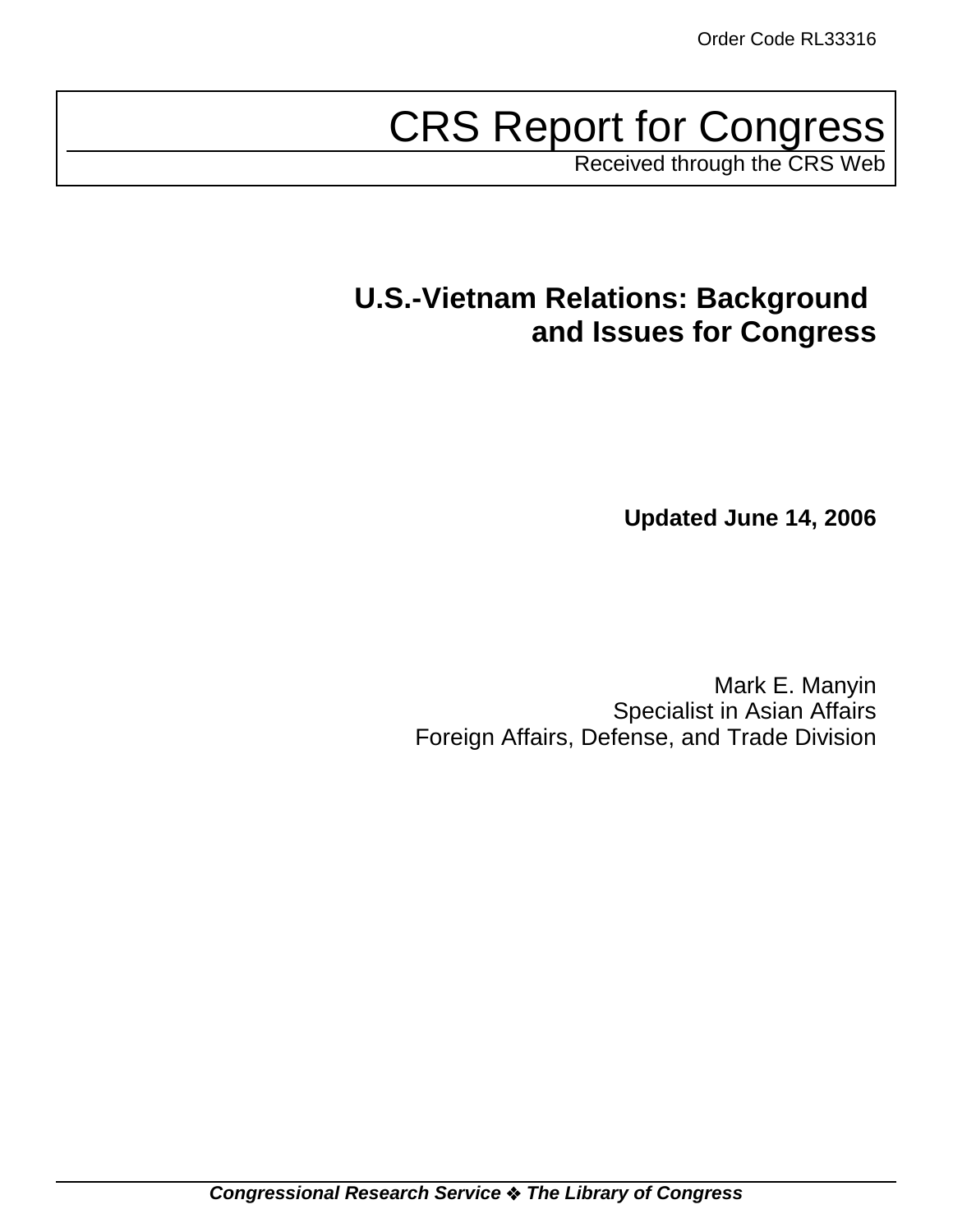Order Code RL33316

# CRS Report for Congress

Received through the CRS Web

## U.S.-Vietnam Relations: Background and Issues for Congress

**Updated June 14, 2006**

Mark E. Manyin
Specialist in Asian Affairs
Foreign Affairs, Defense, and Trade Division

***Congressional Research Service ❖ The Library of Congress***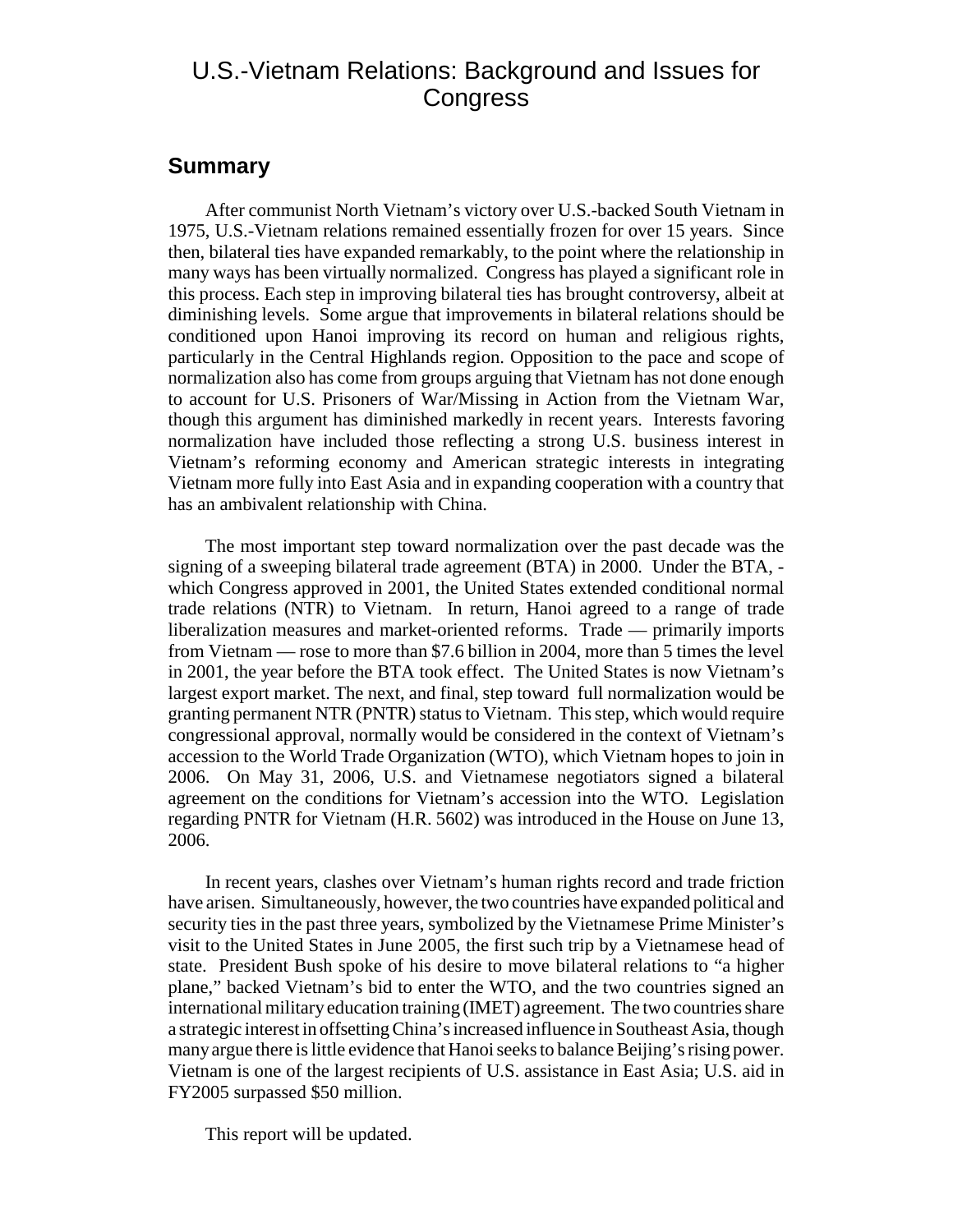# U.S.-Vietnam Relations: Background and Issues for Congress

## Summary

After communist North Vietnam's victory over U.S.-backed South Vietnam in 1975, U.S.-Vietnam relations remained essentially frozen for over 15 years. Since then, bilateral ties have expanded remarkably, to the point where the relationship in many ways has been virtually normalized. Congress has played a significant role in this process. Each step in improving bilateral ties has brought controversy, albeit at diminishing levels. Some argue that improvements in bilateral relations should be conditioned upon Hanoi improving its record on human and religious rights, particularly in the Central Highlands region. Opposition to the pace and scope of normalization also has come from groups arguing that Vietnam has not done enough to account for U.S. Prisoners of War/Missing in Action from the Vietnam War, though this argument has diminished markedly in recent years. Interests favoring normalization have included those reflecting a strong U.S. business interest in Vietnam's reforming economy and American strategic interests in integrating Vietnam more fully into East Asia and in expanding cooperation with a country that has an ambivalent relationship with China.

The most important step toward normalization over the past decade was the signing of a sweeping bilateral trade agreement (BTA) in 2000. Under the BTA, - which Congress approved in 2001, the United States extended conditional normal trade relations (NTR) to Vietnam. In return, Hanoi agreed to a range of trade liberalization measures and market-oriented reforms. Trade — primarily imports from Vietnam — rose to more than $7.6 billion in 2004, more than 5 times the level in 2001, the year before the BTA took effect. The United States is now Vietnam's largest export market. The next, and final, step toward full normalization would be granting permanent NTR (PNTR) status to Vietnam. This step, which would require congressional approval, normally would be considered in the context of Vietnam's accession to the World Trade Organization (WTO), which Vietnam hopes to join in 2006. On May 31, 2006, U.S. and Vietnamese negotiators signed a bilateral agreement on the conditions for Vietnam's accession into the WTO. Legislation regarding PNTR for Vietnam (H.R. 5602) was introduced in the House on June 13, 2006.

In recent years, clashes over Vietnam's human rights record and trade friction have arisen. Simultaneously, however, the two countries have expanded political and security ties in the past three years, symbolized by the Vietnamese Prime Minister's visit to the United States in June 2005, the first such trip by a Vietnamese head of state. President Bush spoke of his desire to move bilateral relations to "a higher plane," backed Vietnam's bid to enter the WTO, and the two countries signed an international military education training (IMET) agreement. The two countries share a strategic interest in offsetting China's increased influence in Southeast Asia, though many argue there is little evidence that Hanoi seeks to balance Beijing's rising power. Vietnam is one of the largest recipients of U.S. assistance in East Asia; U.S. aid in FY2005 surpassed $50 million.

This report will be updated.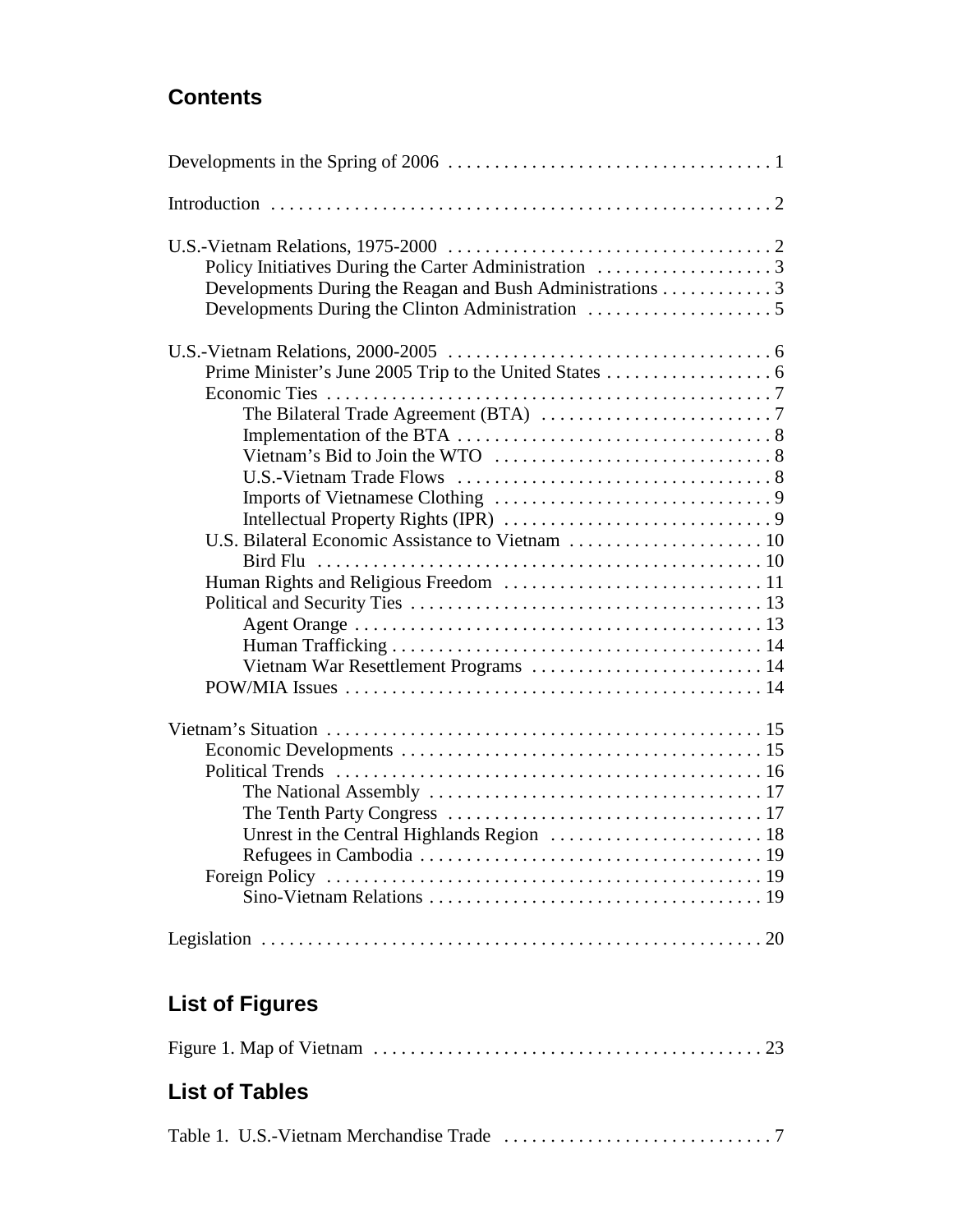## Contents

Developments in the Spring of 2006 . . . . . . . . . . . . . . . . . . . . . . . . . . . . . . . . . . . 1

Introduction . . . . . . . . . . . . . . . . . . . . . . . . . . . . . . . . . . . . . . . . . . . . . . . . . . . . . 2

U.S.-Vietnam Relations, 1975-2000 . . . . . . . . . . . . . . . . . . . . . . . . . . . . . . . . . . . 2
- Policy Initiatives During the Carter Administration . . . . . . . . . . . . . . . . . . . 3
- Developments During the Reagan and Bush Administrations . . . . . . . . . . . . 3
- Developments During the Clinton Administration . . . . . . . . . . . . . . . . . . . . 5

U.S.-Vietnam Relations, 2000-2005 . . . . . . . . . . . . . . . . . . . . . . . . . . . . . . . . . . . 6
- Prime Minister's June 2005 Trip to the United States . . . . . . . . . . . . . . . . . . 6
- Economic Ties . . . . . . . . . . . . . . . . . . . . . . . . . . . . . . . . . . . . . . . . . . . . . . . . 7
  - The Bilateral Trade Agreement (BTA) . . . . . . . . . . . . . . . . . . . . . . . . . 7
  - Implementation of the BTA . . . . . . . . . . . . . . . . . . . . . . . . . . . . . . . . . . 8
  - Vietnam's Bid to Join the WTO . . . . . . . . . . . . . . . . . . . . . . . . . . . . . . 8
  - U.S.-Vietnam Trade Flows . . . . . . . . . . . . . . . . . . . . . . . . . . . . . . . . . . 8
  - Imports of Vietnamese Clothing . . . . . . . . . . . . . . . . . . . . . . . . . . . . . . 9
  - Intellectual Property Rights (IPR) . . . . . . . . . . . . . . . . . . . . . . . . . . . . . 9
- U.S. Bilateral Economic Assistance to Vietnam . . . . . . . . . . . . . . . . . . . . . 10
  - Bird Flu . . . . . . . . . . . . . . . . . . . . . . . . . . . . . . . . . . . . . . . . . . . . . . . . 10
- Human Rights and Religious Freedom . . . . . . . . . . . . . . . . . . . . . . . . . . . . 11
- Political and Security Ties . . . . . . . . . . . . . . . . . . . . . . . . . . . . . . . . . . . . . . 13
  - Agent Orange . . . . . . . . . . . . . . . . . . . . . . . . . . . . . . . . . . . . . . . . . . . . 13
  - Human Trafficking . . . . . . . . . . . . . . . . . . . . . . . . . . . . . . . . . . . . . . . . 14
  - Vietnam War Resettlement Programs . . . . . . . . . . . . . . . . . . . . . . . . . 14
- POW/MIA Issues . . . . . . . . . . . . . . . . . . . . . . . . . . . . . . . . . . . . . . . . . . . . . 14

Vietnam's Situation . . . . . . . . . . . . . . . . . . . . . . . . . . . . . . . . . . . . . . . . . . . . . . . 15
- Economic Developments . . . . . . . . . . . . . . . . . . . . . . . . . . . . . . . . . . . . . . . 15
- Political Trends . . . . . . . . . . . . . . . . . . . . . . . . . . . . . . . . . . . . . . . . . . . . . . 16
  - The National Assembly . . . . . . . . . . . . . . . . . . . . . . . . . . . . . . . . . . . . 17
  - The Tenth Party Congress . . . . . . . . . . . . . . . . . . . . . . . . . . . . . . . . . . 17
  - Unrest in the Central Highlands Region . . . . . . . . . . . . . . . . . . . . . . . 18
  - Refugees in Cambodia . . . . . . . . . . . . . . . . . . . . . . . . . . . . . . . . . . . . . 19
- Foreign Policy . . . . . . . . . . . . . . . . . . . . . . . . . . . . . . . . . . . . . . . . . . . . . . . 19
  - Sino-Vietnam Relations . . . . . . . . . . . . . . . . . . . . . . . . . . . . . . . . . . . . 19

Legislation . . . . . . . . . . . . . . . . . . . . . . . . . . . . . . . . . . . . . . . . . . . . . . . . . . . . . 20

## List of Figures

Figure 1. Map of Vietnam . . . . . . . . . . . . . . . . . . . . . . . . . . . . . . . . . . . . . . . . . . 23

## List of Tables

Table 1. U.S.-Vietnam Merchandise Trade . . . . . . . . . . . . . . . . . . . . . . . . . . . . . 7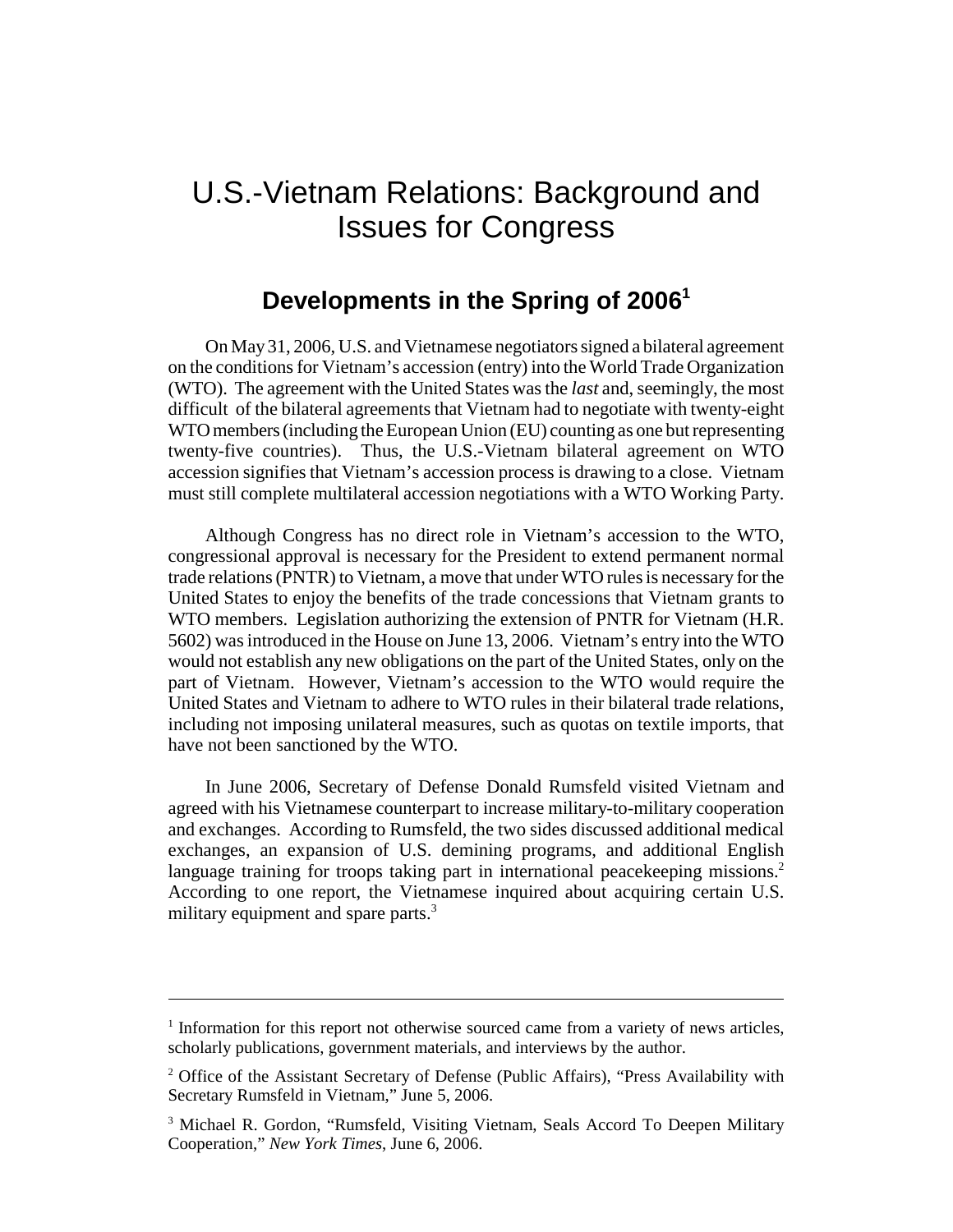# U.S.-Vietnam Relations: Background and Issues for Congress

## Developments in the Spring of 2006[1]

On May 31, 2006, U.S. and Vietnamese negotiators signed a bilateral agreement on the conditions for Vietnam's accession (entry) into the World Trade Organization (WTO). The agreement with the United States was the *last* and, seemingly, the most difficult of the bilateral agreements that Vietnam had to negotiate with twenty-eight WTO members (including the European Union (EU) counting as one but representing twenty-five countries). Thus, the U.S.-Vietnam bilateral agreement on WTO accession signifies that Vietnam's accession process is drawing to a close. Vietnam must still complete multilateral accession negotiations with a WTO Working Party.

Although Congress has no direct role in Vietnam's accession to the WTO, congressional approval is necessary for the President to extend permanent normal trade relations (PNTR) to Vietnam, a move that under WTO rules is necessary for the United States to enjoy the benefits of the trade concessions that Vietnam grants to WTO members. Legislation authorizing the extension of PNTR for Vietnam (H.R. 5602) was introduced in the House on June 13, 2006. Vietnam's entry into the WTO would not establish any new obligations on the part of the United States, only on the part of Vietnam. However, Vietnam's accession to the WTO would require the United States and Vietnam to adhere to WTO rules in their bilateral trade relations, including not imposing unilateral measures, such as quotas on textile imports, that have not been sanctioned by the WTO.

In June 2006, Secretary of Defense Donald Rumsfeld visited Vietnam and agreed with his Vietnamese counterpart to increase military-to-military cooperation and exchanges. According to Rumsfeld, the two sides discussed additional medical exchanges, an expansion of U.S. demining programs, and additional English language training for troops taking part in international peacekeeping missions.[2] According to one report, the Vietnamese inquired about acquiring certain U.S. military equipment and spare parts.[3]

---

[1] Information for this report not otherwise sourced came from a variety of news articles, scholarly publications, government materials, and interviews by the author.

[2] Office of the Assistant Secretary of Defense (Public Affairs), "Press Availability with Secretary Rumsfeld in Vietnam," June 5, 2006.

[3] Michael R. Gordon, "Rumsfeld, Visiting Vietnam, Seals Accord To Deepen Military Cooperation," *New York Times*, June 6, 2006.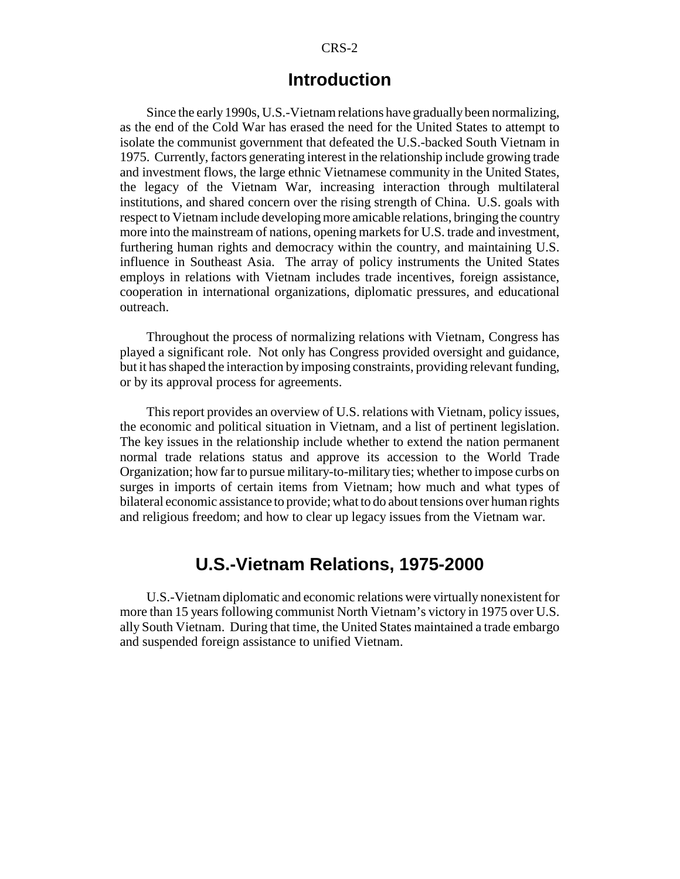## Introduction

Since the early 1990s, U.S.-Vietnam relations have gradually been normalizing, as the end of the Cold War has erased the need for the United States to attempt to isolate the communist government that defeated the U.S.-backed South Vietnam in 1975. Currently, factors generating interest in the relationship include growing trade and investment flows, the large ethnic Vietnamese community in the United States, the legacy of the Vietnam War, increasing interaction through multilateral institutions, and shared concern over the rising strength of China. U.S. goals with respect to Vietnam include developing more amicable relations, bringing the country more into the mainstream of nations, opening markets for U.S. trade and investment, furthering human rights and democracy within the country, and maintaining U.S. influence in Southeast Asia. The array of policy instruments the United States employs in relations with Vietnam includes trade incentives, foreign assistance, cooperation in international organizations, diplomatic pressures, and educational outreach.

Throughout the process of normalizing relations with Vietnam, Congress has played a significant role. Not only has Congress provided oversight and guidance, but it has shaped the interaction by imposing constraints, providing relevant funding, or by its approval process for agreements.

This report provides an overview of U.S. relations with Vietnam, policy issues, the economic and political situation in Vietnam, and a list of pertinent legislation. The key issues in the relationship include whether to extend the nation permanent normal trade relations status and approve its accession to the World Trade Organization; how far to pursue military-to-military ties; whether to impose curbs on surges in imports of certain items from Vietnam; how much and what types of bilateral economic assistance to provide; what to do about tensions over human rights and religious freedom; and how to clear up legacy issues from the Vietnam war.

## U.S.-Vietnam Relations, 1975-2000

U.S.-Vietnam diplomatic and economic relations were virtually nonexistent for more than 15 years following communist North Vietnam's victory in 1975 over U.S. ally South Vietnam. During that time, the United States maintained a trade embargo and suspended foreign assistance to unified Vietnam.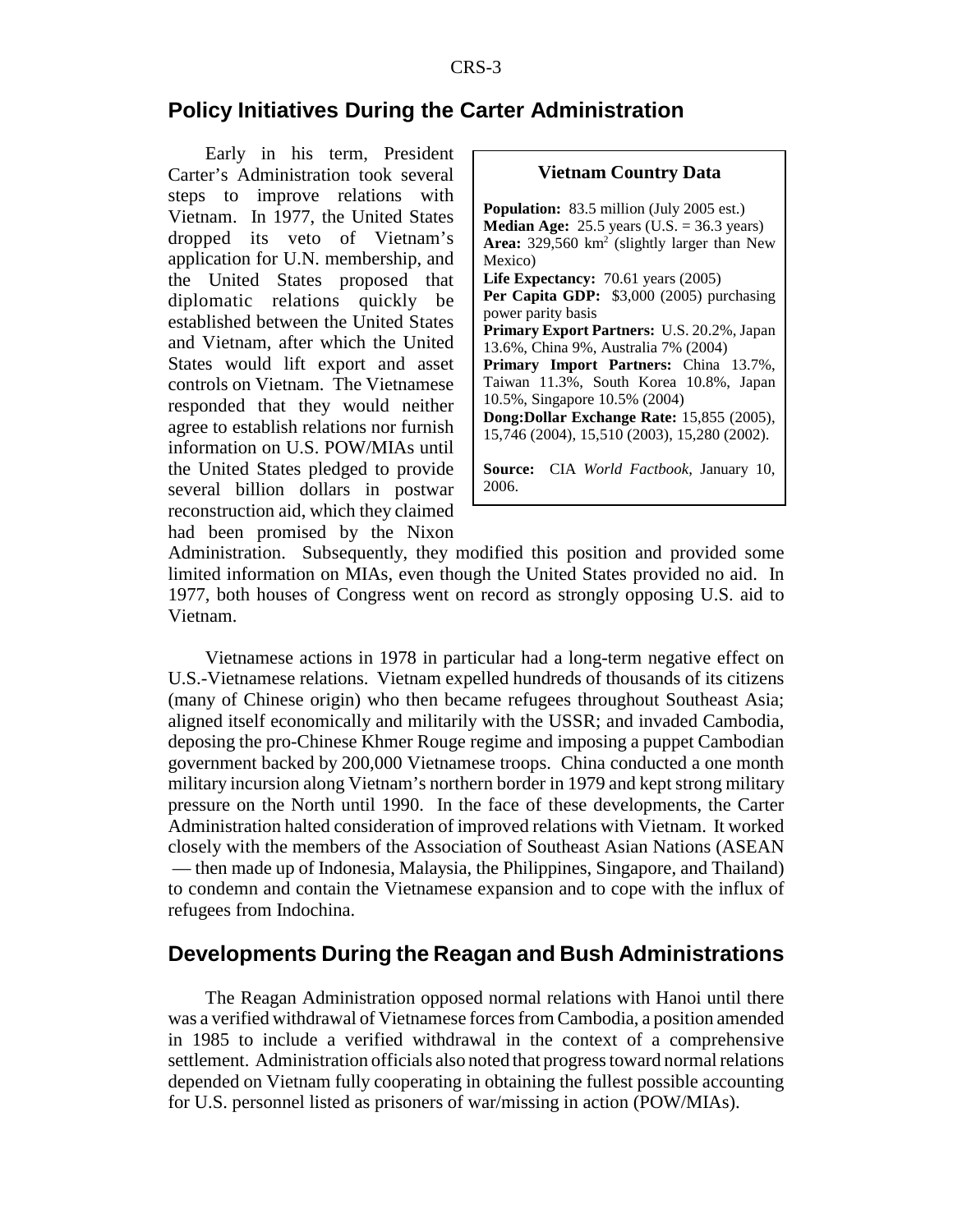## Policy Initiatives During the Carter Administration

> **Vietnam Country Data**
>
> **Population:** 83.5 million (July 2005 est.)
> **Median Age:** 25.5 years (U.S. = 36.3 years)
> **Area:** 329,560 km$^2$ (slightly larger than New Mexico)
> **Life Expectancy:** 70.61 years (2005)
> **Per Capita GDP:** $3,000 (2005) purchasing power parity basis
> **Primary Export Partners:** U.S. 20.2%, Japan 13.6%, China 9%, Australia 7% (2004)
> **Primary Import Partners:** China 13.7%, Taiwan 11.3%, South Korea 10.8%, Japan 10.5%, Singapore 10.5% (2004)
> **Dong:Dollar Exchange Rate:** 15,855 (2005), 15,746 (2004), 15,510 (2003), 15,280 (2002).
>
> **Source:** CIA *World Factbook*, January 10, 2006.

Early in his term, President Carter's Administration took several steps to improve relations with Vietnam. In 1977, the United States dropped its veto of Vietnam's application for U.N. membership, and the United States proposed that diplomatic relations quickly be established between the United States and Vietnam, after which the United States would lift export and asset controls on Vietnam. The Vietnamese responded that they would neither agree to establish relations nor furnish information on U.S. POW/MIAs until the United States pledged to provide several billion dollars in postwar reconstruction aid, which they claimed had been promised by the Nixon Administration. Subsequently, they modified this position and provided some limited information on MIAs, even though the United States provided no aid. In 1977, both houses of Congress went on record as strongly opposing U.S. aid to Vietnam.

Vietnamese actions in 1978 in particular had a long-term negative effect on U.S.-Vietnamese relations. Vietnam expelled hundreds of thousands of its citizens (many of Chinese origin) who then became refugees throughout Southeast Asia; aligned itself economically and militarily with the USSR; and invaded Cambodia, deposing the pro-Chinese Khmer Rouge regime and imposing a puppet Cambodian government backed by 200,000 Vietnamese troops. China conducted a one month military incursion along Vietnam's northern border in 1979 and kept strong military pressure on the North until 1990. In the face of these developments, the Carter Administration halted consideration of improved relations with Vietnam. It worked closely with the members of the Association of Southeast Asian Nations (ASEAN — then made up of Indonesia, Malaysia, the Philippines, Singapore, and Thailand) to condemn and contain the Vietnamese expansion and to cope with the influx of refugees from Indochina.

## Developments During the Reagan and Bush Administrations

The Reagan Administration opposed normal relations with Hanoi until there was a verified withdrawal of Vietnamese forces from Cambodia, a position amended in 1985 to include a verified withdrawal in the context of a comprehensive settlement. Administration officials also noted that progress toward normal relations depended on Vietnam fully cooperating in obtaining the fullest possible accounting for U.S. personnel listed as prisoners of war/missing in action (POW/MIAs).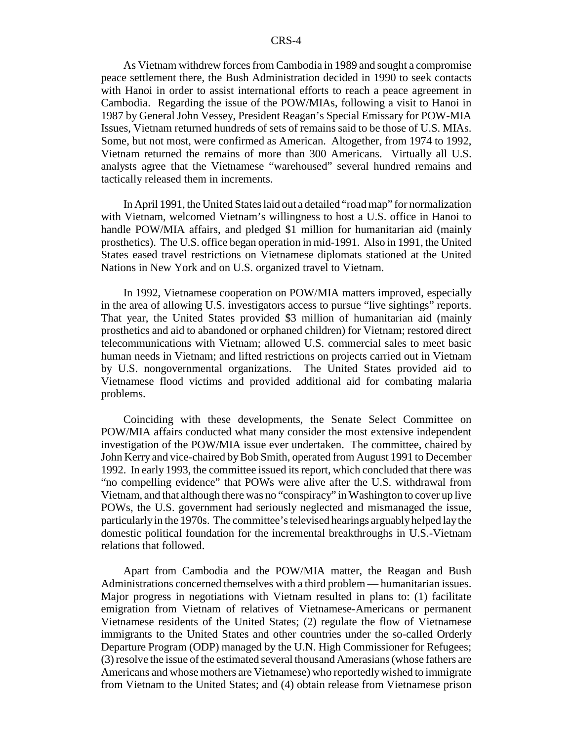As Vietnam withdrew forces from Cambodia in 1989 and sought a compromise peace settlement there, the Bush Administration decided in 1990 to seek contacts with Hanoi in order to assist international efforts to reach a peace agreement in Cambodia. Regarding the issue of the POW/MIAs, following a visit to Hanoi in 1987 by General John Vessey, President Reagan's Special Emissary for POW-MIA Issues, Vietnam returned hundreds of sets of remains said to be those of U.S. MIAs. Some, but not most, were confirmed as American. Altogether, from 1974 to 1992, Vietnam returned the remains of more than 300 Americans. Virtually all U.S. analysts agree that the Vietnamese "warehoused" several hundred remains and tactically released them in increments.

In April 1991, the United States laid out a detailed "road map" for normalization with Vietnam, welcomed Vietnam's willingness to host a U.S. office in Hanoi to handle POW/MIA affairs, and pledged $1 million for humanitarian aid (mainly prosthetics). The U.S. office began operation in mid-1991. Also in 1991, the United States eased travel restrictions on Vietnamese diplomats stationed at the United Nations in New York and on U.S. organized travel to Vietnam.

In 1992, Vietnamese cooperation on POW/MIA matters improved, especially in the area of allowing U.S. investigators access to pursue "live sightings" reports. That year, the United States provided $3 million of humanitarian aid (mainly prosthetics and aid to abandoned or orphaned children) for Vietnam; restored direct telecommunications with Vietnam; allowed U.S. commercial sales to meet basic human needs in Vietnam; and lifted restrictions on projects carried out in Vietnam by U.S. nongovernmental organizations. The United States provided aid to Vietnamese flood victims and provided additional aid for combating malaria problems.

Coinciding with these developments, the Senate Select Committee on POW/MIA affairs conducted what many consider the most extensive independent investigation of the POW/MIA issue ever undertaken. The committee, chaired by John Kerry and vice-chaired by Bob Smith, operated from August 1991 to December 1992. In early 1993, the committee issued its report, which concluded that there was "no compelling evidence" that POWs were alive after the U.S. withdrawal from Vietnam, and that although there was no "conspiracy" in Washington to cover up live POWs, the U.S. government had seriously neglected and mismanaged the issue, particularly in the 1970s. The committee's televised hearings arguably helped lay the domestic political foundation for the incremental breakthroughs in U.S.-Vietnam relations that followed.

Apart from Cambodia and the POW/MIA matter, the Reagan and Bush Administrations concerned themselves with a third problem — humanitarian issues. Major progress in negotiations with Vietnam resulted in plans to: (1) facilitate emigration from Vietnam of relatives of Vietnamese-Americans or permanent Vietnamese residents of the United States; (2) regulate the flow of Vietnamese immigrants to the United States and other countries under the so-called Orderly Departure Program (ODP) managed by the U.N. High Commissioner for Refugees; (3) resolve the issue of the estimated several thousand Amerasians (whose fathers are Americans and whose mothers are Vietnamese) who reportedly wished to immigrate from Vietnam to the United States; and (4) obtain release from Vietnamese prison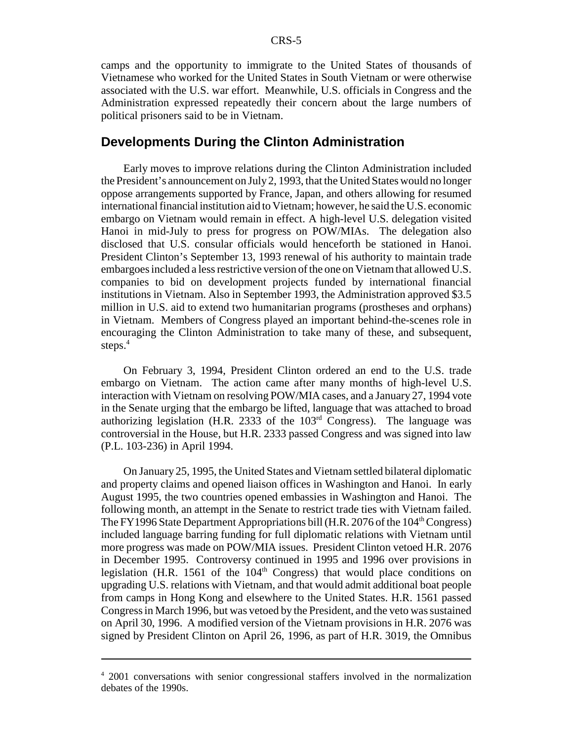camps and the opportunity to immigrate to the United States of thousands of Vietnamese who worked for the United States in South Vietnam or were otherwise associated with the U.S. war effort. Meanwhile, U.S. officials in Congress and the Administration expressed repeatedly their concern about the large numbers of political prisoners said to be in Vietnam.

## Developments During the Clinton Administration

Early moves to improve relations during the Clinton Administration included the President's announcement on July 2, 1993, that the United States would no longer oppose arrangements supported by France, Japan, and others allowing for resumed international financial institution aid to Vietnam; however, he said the U.S. economic embargo on Vietnam would remain in effect. A high-level U.S. delegation visited Hanoi in mid-July to press for progress on POW/MIAs. The delegation also disclosed that U.S. consular officials would henceforth be stationed in Hanoi. President Clinton's September 13, 1993 renewal of his authority to maintain trade embargoes included a less restrictive version of the one on Vietnam that allowed U.S. companies to bid on development projects funded by international financial institutions in Vietnam. Also in September 1993, the Administration approved $3.5 million in U.S. aid to extend two humanitarian programs (prostheses and orphans) in Vietnam. Members of Congress played an important behind-the-scenes role in encouraging the Clinton Administration to take many of these, and subsequent, steps.[4]

On February 3, 1994, President Clinton ordered an end to the U.S. trade embargo on Vietnam. The action came after many months of high-level U.S. interaction with Vietnam on resolving POW/MIA cases, and a January 27, 1994 vote in the Senate urging that the embargo be lifted, language that was attached to broad authorizing legislation (H.R. 2333 of the 103rd Congress). The language was controversial in the House, but H.R. 2333 passed Congress and was signed into law (P.L. 103-236) in April 1994.

On January 25, 1995, the United States and Vietnam settled bilateral diplomatic and property claims and opened liaison offices in Washington and Hanoi. In early August 1995, the two countries opened embassies in Washington and Hanoi. The following month, an attempt in the Senate to restrict trade ties with Vietnam failed. The FY1996 State Department Appropriations bill (H.R. 2076 of the 104th Congress) included language barring funding for full diplomatic relations with Vietnam until more progress was made on POW/MIA issues. President Clinton vetoed H.R. 2076 in December 1995. Controversy continued in 1995 and 1996 over provisions in legislation (H.R. 1561 of the 104th Congress) that would place conditions on upgrading U.S. relations with Vietnam, and that would admit additional boat people from camps in Hong Kong and elsewhere to the United States. H.R. 1561 passed Congress in March 1996, but was vetoed by the President, and the veto was sustained on April 30, 1996. A modified version of the Vietnam provisions in H.R. 2076 was signed by President Clinton on April 26, 1996, as part of H.R. 3019, the Omnibus

[4] 2001 conversations with senior congressional staffers involved in the normalization debates of the 1990s.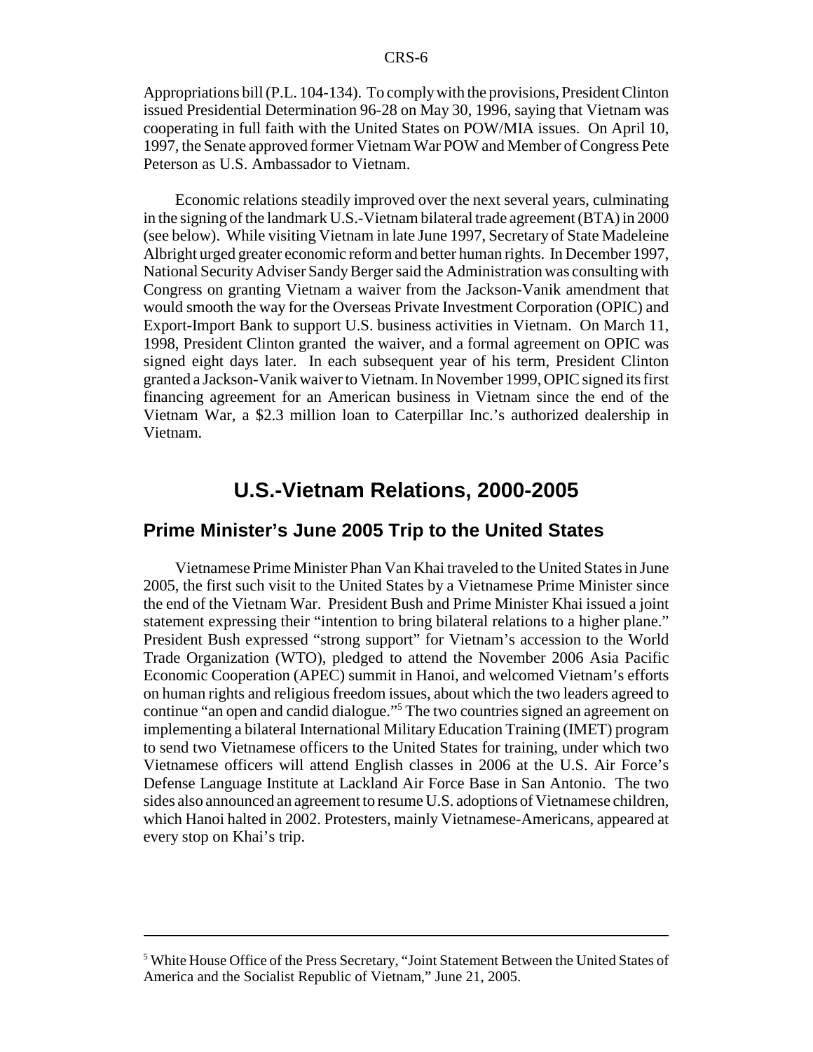Appropriations bill (P.L. 104-134). To comply with the provisions, President Clinton issued Presidential Determination 96-28 on May 30, 1996, saying that Vietnam was cooperating in full faith with the United States on POW/MIA issues. On April 10, 1997, the Senate approved former Vietnam War POW and Member of Congress Pete Peterson as U.S. Ambassador to Vietnam.

Economic relations steadily improved over the next several years, culminating in the signing of the landmark U.S.-Vietnam bilateral trade agreement (BTA) in 2000 (see below). While visiting Vietnam in late June 1997, Secretary of State Madeleine Albright urged greater economic reform and better human rights. In December 1997, National Security Adviser Sandy Berger said the Administration was consulting with Congress on granting Vietnam a waiver from the Jackson-Vanik amendment that would smooth the way for the Overseas Private Investment Corporation (OPIC) and Export-Import Bank to support U.S. business activities in Vietnam. On March 11, 1998, President Clinton granted the waiver, and a formal agreement on OPIC was signed eight days later. In each subsequent year of his term, President Clinton granted a Jackson-Vanik waiver to Vietnam. In November 1999, OPIC signed its first financing agreement for an American business in Vietnam since the end of the Vietnam War, a $2.3 million loan to Caterpillar Inc.'s authorized dealership in Vietnam.

# U.S.-Vietnam Relations, 2000-2005

## Prime Minister's June 2005 Trip to the United States

Vietnamese Prime Minister Phan Van Khai traveled to the United States in June 2005, the first such visit to the United States by a Vietnamese Prime Minister since the end of the Vietnam War. President Bush and Prime Minister Khai issued a joint statement expressing their "intention to bring bilateral relations to a higher plane." President Bush expressed "strong support" for Vietnam's accession to the World Trade Organization (WTO), pledged to attend the November 2006 Asia Pacific Economic Cooperation (APEC) summit in Hanoi, and welcomed Vietnam's efforts on human rights and religious freedom issues, about which the two leaders agreed to continue "an open and candid dialogue."[5] The two countries signed an agreement on implementing a bilateral International Military Education Training (IMET) program to send two Vietnamese officers to the United States for training, under which two Vietnamese officers will attend English classes in 2006 at the U.S. Air Force's Defense Language Institute at Lackland Air Force Base in San Antonio. The two sides also announced an agreement to resume U.S. adoptions of Vietnamese children, which Hanoi halted in 2002. Protesters, mainly Vietnamese-Americans, appeared at every stop on Khai's trip.

---

[5] White House Office of the Press Secretary, "Joint Statement Between the United States of America and the Socialist Republic of Vietnam," June 21, 2005.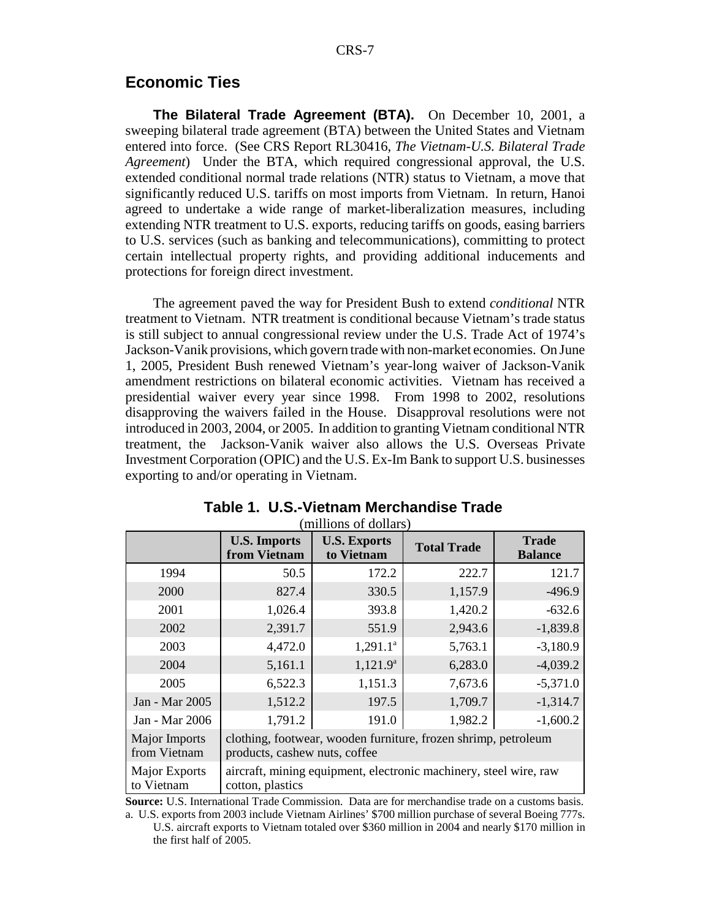## Economic Ties

**The Bilateral Trade Agreement (BTA).** On December 10, 2001, a sweeping bilateral trade agreement (BTA) between the United States and Vietnam entered into force. (See CRS Report RL30416, *The Vietnam-U.S. Bilateral Trade Agreement*) Under the BTA, which required congressional approval, the U.S. extended conditional normal trade relations (NTR) status to Vietnam, a move that significantly reduced U.S. tariffs on most imports from Vietnam. In return, Hanoi agreed to undertake a wide range of market-liberalization measures, including extending NTR treatment to U.S. exports, reducing tariffs on goods, easing barriers to U.S. services (such as banking and telecommunications), committing to protect certain intellectual property rights, and providing additional inducements and protections for foreign direct investment.

The agreement paved the way for President Bush to extend *conditional* NTR treatment to Vietnam. NTR treatment is conditional because Vietnam's trade status is still subject to annual congressional review under the U.S. Trade Act of 1974's Jackson-Vanik provisions, which govern trade with non-market economies. On June 1, 2005, President Bush renewed Vietnam's year-long waiver of Jackson-Vanik amendment restrictions on bilateral economic activities. Vietnam has received a presidential waiver every year since 1998. From 1998 to 2002, resolutions disapproving the waivers failed in the House. Disapproval resolutions were not introduced in 2003, 2004, or 2005. In addition to granting Vietnam conditional NTR treatment, the Jackson-Vanik waiver also allows the U.S. Overseas Private Investment Corporation (OPIC) and the U.S. Ex-Im Bank to support U.S. businesses exporting to and/or operating in Vietnam.

**Table 1. U.S.-Vietnam Merchandise Trade**
(millions of dollars)

| | U.S. Imports from Vietnam | U.S. Exports to Vietnam | Total Trade | Trade Balance |
|---|---|---|---|---|
| 1994 | 50.5 | 172.2 | 222.7 | 121.7 |
| 2000 | 827.4 | 330.5 | 1,157.9 | -496.9 |
| 2001 | 1,026.4 | 393.8 | 1,420.2 | -632.6 |
| 2002 | 2,391.7 | 551.9 | 2,943.6 | -1,839.8 |
| 2003 | 4,472.0 | 1,291.1[a] | 5,763.1 | -3,180.9 |
| 2004 | 5,161.1 | 1,121.9[a] | 6,283.0 | -4,039.2 |
| 2005 | 6,522.3 | 1,151.3 | 7,673.6 | -5,371.0 |
| Jan - Mar 2005 | 1,512.2 | 197.5 | 1,709.7 | -1,314.7 |
| Jan - Mar 2006 | 1,791.2 | 191.0 | 1,982.2 | -1,600.2 |
| Major Imports from Vietnam | clothing, footwear, wooden furniture, frozen shrimp, petroleum products, cashew nuts, coffee | | | |
| Major Exports to Vietnam | aircraft, mining equipment, electronic machinery, steel wire, raw cotton, plastics | | | |

**Source:** U.S. International Trade Commission. Data are for merchandise trade on a customs basis.

a. U.S. exports from 2003 include Vietnam Airlines' $700 million purchase of several Boeing 777s. U.S. aircraft exports to Vietnam totaled over $360 million in 2004 and nearly $170 million in the first half of 2005.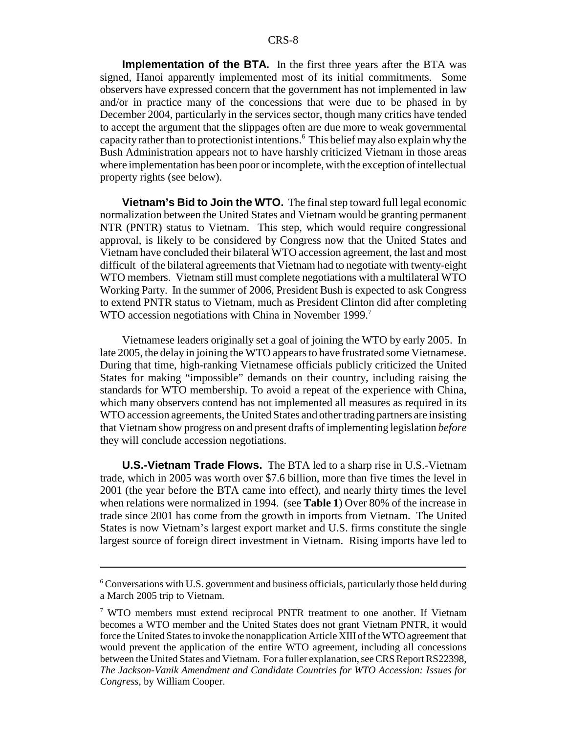**Implementation of the BTA.** In the first three years after the BTA was signed, Hanoi apparently implemented most of its initial commitments. Some observers have expressed concern that the government has not implemented in law and/or in practice many of the concessions that were due to be phased in by December 2004, particularly in the services sector, though many critics have tended to accept the argument that the slippages often are due more to weak governmental capacity rather than to protectionist intentions.[6] This belief may also explain why the Bush Administration appears not to have harshly criticized Vietnam in those areas where implementation has been poor or incomplete, with the exception of intellectual property rights (see below).

**Vietnam's Bid to Join the WTO.** The final step toward full legal economic normalization between the United States and Vietnam would be granting permanent NTR (PNTR) status to Vietnam. This step, which would require congressional approval, is likely to be considered by Congress now that the United States and Vietnam have concluded their bilateral WTO accession agreement, the last and most difficult of the bilateral agreements that Vietnam had to negotiate with twenty-eight WTO members. Vietnam still must complete negotiations with a multilateral WTO Working Party. In the summer of 2006, President Bush is expected to ask Congress to extend PNTR status to Vietnam, much as President Clinton did after completing WTO accession negotiations with China in November 1999.[7]

Vietnamese leaders originally set a goal of joining the WTO by early 2005. In late 2005, the delay in joining the WTO appears to have frustrated some Vietnamese. During that time, high-ranking Vietnamese officials publicly criticized the United States for making "impossible" demands on their country, including raising the standards for WTO membership. To avoid a repeat of the experience with China, which many observers contend has not implemented all measures as required in its WTO accession agreements, the United States and other trading partners are insisting that Vietnam show progress on and present drafts of implementing legislation *before* they will conclude accession negotiations.

**U.S.-Vietnam Trade Flows.** The BTA led to a sharp rise in U.S.-Vietnam trade, which in 2005 was worth over $7.6 billion, more than five times the level in 2001 (the year before the BTA came into effect), and nearly thirty times the level when relations were normalized in 1994. (see **Table 1**) Over 80% of the increase in trade since 2001 has come from the growth in imports from Vietnam. The United States is now Vietnam's largest export market and U.S. firms constitute the single largest source of foreign direct investment in Vietnam. Rising imports have led to

---

[6] Conversations with U.S. government and business officials, particularly those held during a March 2005 trip to Vietnam.

[7] WTO members must extend reciprocal PNTR treatment to one another. If Vietnam becomes a WTO member and the United States does not grant Vietnam PNTR, it would force the United States to invoke the nonapplication Article XIII of the WTO agreement that would prevent the application of the entire WTO agreement, including all concessions between the United States and Vietnam. For a fuller explanation, see CRS Report RS22398, *The Jackson-Vanik Amendment and Candidate Countries for WTO Accession: Issues for Congress*, by William Cooper.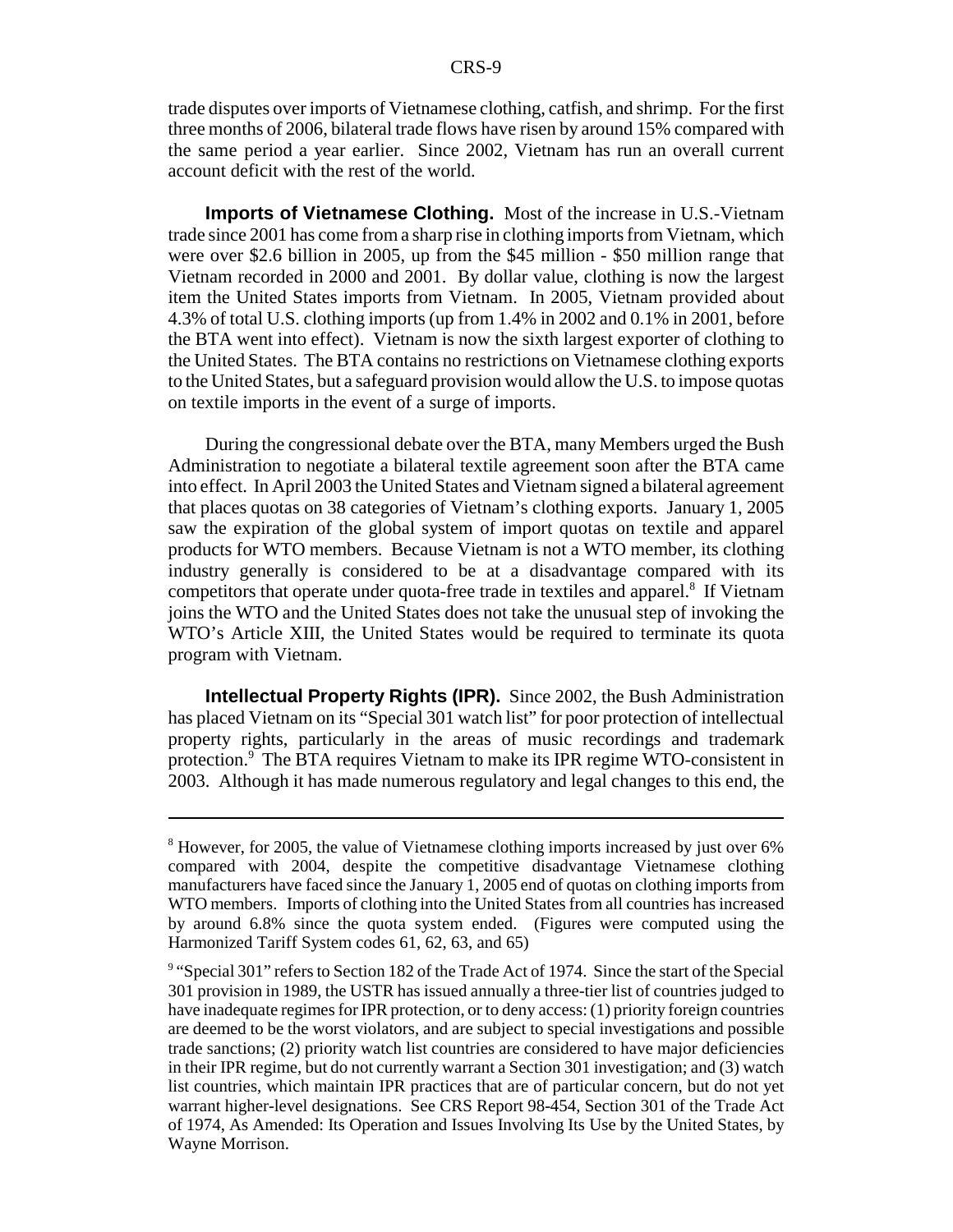trade disputes over imports of Vietnamese clothing, catfish, and shrimp. For the first three months of 2006, bilateral trade flows have risen by around 15% compared with the same period a year earlier. Since 2002, Vietnam has run an overall current account deficit with the rest of the world.

**Imports of Vietnamese Clothing.** Most of the increase in U.S.-Vietnam trade since 2001 has come from a sharp rise in clothing imports from Vietnam, which were over $2.6 billion in 2005, up from the $45 million - $50 million range that Vietnam recorded in 2000 and 2001. By dollar value, clothing is now the largest item the United States imports from Vietnam. In 2005, Vietnam provided about 4.3% of total U.S. clothing imports (up from 1.4% in 2002 and 0.1% in 2001, before the BTA went into effect). Vietnam is now the sixth largest exporter of clothing to the United States. The BTA contains no restrictions on Vietnamese clothing exports to the United States, but a safeguard provision would allow the U.S. to impose quotas on textile imports in the event of a surge of imports.

During the congressional debate over the BTA, many Members urged the Bush Administration to negotiate a bilateral textile agreement soon after the BTA came into effect. In April 2003 the United States and Vietnam signed a bilateral agreement that places quotas on 38 categories of Vietnam's clothing exports. January 1, 2005 saw the expiration of the global system of import quotas on textile and apparel products for WTO members. Because Vietnam is not a WTO member, its clothing industry generally is considered to be at a disadvantage compared with its competitors that operate under quota-free trade in textiles and apparel.[8] If Vietnam joins the WTO and the United States does not take the unusual step of invoking the WTO's Article XIII, the United States would be required to terminate its quota program with Vietnam.

**Intellectual Property Rights (IPR).** Since 2002, the Bush Administration has placed Vietnam on its "Special 301 watch list" for poor protection of intellectual property rights, particularly in the areas of music recordings and trademark protection.[9] The BTA requires Vietnam to make its IPR regime WTO-consistent in 2003. Although it has made numerous regulatory and legal changes to this end, the

---

[8] However, for 2005, the value of Vietnamese clothing imports increased by just over 6% compared with 2004, despite the competitive disadvantage Vietnamese clothing manufacturers have faced since the January 1, 2005 end of quotas on clothing imports from WTO members. Imports of clothing into the United States from all countries has increased by around 6.8% since the quota system ended. (Figures were computed using the Harmonized Tariff System codes 61, 62, 63, and 65)

[9] "Special 301" refers to Section 182 of the Trade Act of 1974. Since the start of the Special 301 provision in 1989, the USTR has issued annually a three-tier list of countries judged to have inadequate regimes for IPR protection, or to deny access: (1) priority foreign countries are deemed to be the worst violators, and are subject to special investigations and possible trade sanctions; (2) priority watch list countries are considered to have major deficiencies in their IPR regime, but do not currently warrant a Section 301 investigation; and (3) watch list countries, which maintain IPR practices that are of particular concern, but do not yet warrant higher-level designations. See CRS Report 98-454, Section 301 of the Trade Act of 1974, As Amended: Its Operation and Issues Involving Its Use by the United States, by Wayne Morrison.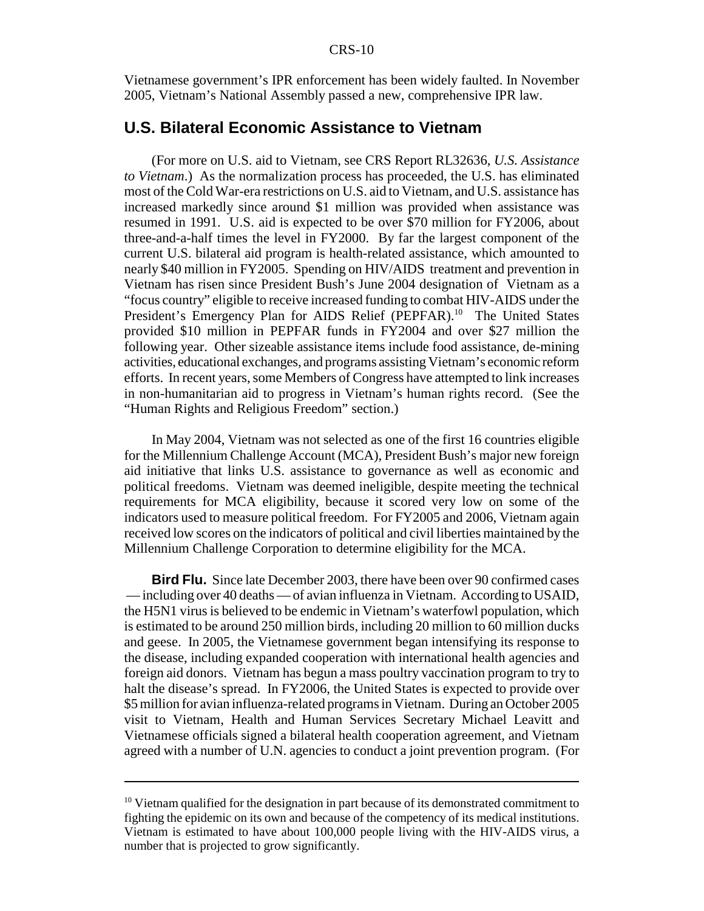Vietnamese government's IPR enforcement has been widely faulted. In November 2005, Vietnam's National Assembly passed a new, comprehensive IPR law.

## U.S. Bilateral Economic Assistance to Vietnam

(For more on U.S. aid to Vietnam, see CRS Report RL32636, *U.S. Assistance to Vietnam*.) As the normalization process has proceeded, the U.S. has eliminated most of the Cold War-era restrictions on U.S. aid to Vietnam, and U.S. assistance has increased markedly since around $1 million was provided when assistance was resumed in 1991. U.S. aid is expected to be over $70 million for FY2006, about three-and-a-half times the level in FY2000. By far the largest component of the current U.S. bilateral aid program is health-related assistance, which amounted to nearly $40 million in FY2005. Spending on HIV/AIDS treatment and prevention in Vietnam has risen since President Bush's June 2004 designation of Vietnam as a "focus country" eligible to receive increased funding to combat HIV-AIDS under the President's Emergency Plan for AIDS Relief (PEPFAR).[10] The United States provided $10 million in PEPFAR funds in FY2004 and over $27 million the following year. Other sizeable assistance items include food assistance, de-mining activities, educational exchanges, and programs assisting Vietnam's economic reform efforts. In recent years, some Members of Congress have attempted to link increases in non-humanitarian aid to progress in Vietnam's human rights record. (See the "Human Rights and Religious Freedom" section.)

In May 2004, Vietnam was not selected as one of the first 16 countries eligible for the Millennium Challenge Account (MCA), President Bush's major new foreign aid initiative that links U.S. assistance to governance as well as economic and political freedoms. Vietnam was deemed ineligible, despite meeting the technical requirements for MCA eligibility, because it scored very low on some of the indicators used to measure political freedom. For FY2005 and 2006, Vietnam again received low scores on the indicators of political and civil liberties maintained by the Millennium Challenge Corporation to determine eligibility for the MCA.

**Bird Flu.** Since late December 2003, there have been over 90 confirmed cases — including over 40 deaths — of avian influenza in Vietnam. According to USAID, the H5N1 virus is believed to be endemic in Vietnam's waterfowl population, which is estimated to be around 250 million birds, including 20 million to 60 million ducks and geese. In 2005, the Vietnamese government began intensifying its response to the disease, including expanded cooperation with international health agencies and foreign aid donors. Vietnam has begun a mass poultry vaccination program to try to halt the disease's spread. In FY2006, the United States is expected to provide over $5 million for avian influenza-related programs in Vietnam. During an October 2005 visit to Vietnam, Health and Human Services Secretary Michael Leavitt and Vietnamese officials signed a bilateral health cooperation agreement, and Vietnam agreed with a number of U.N. agencies to conduct a joint prevention program. (For

---

[10] Vietnam qualified for the designation in part because of its demonstrated commitment to fighting the epidemic on its own and because of the competency of its medical institutions. Vietnam is estimated to have about 100,000 people living with the HIV-AIDS virus, a number that is projected to grow significantly.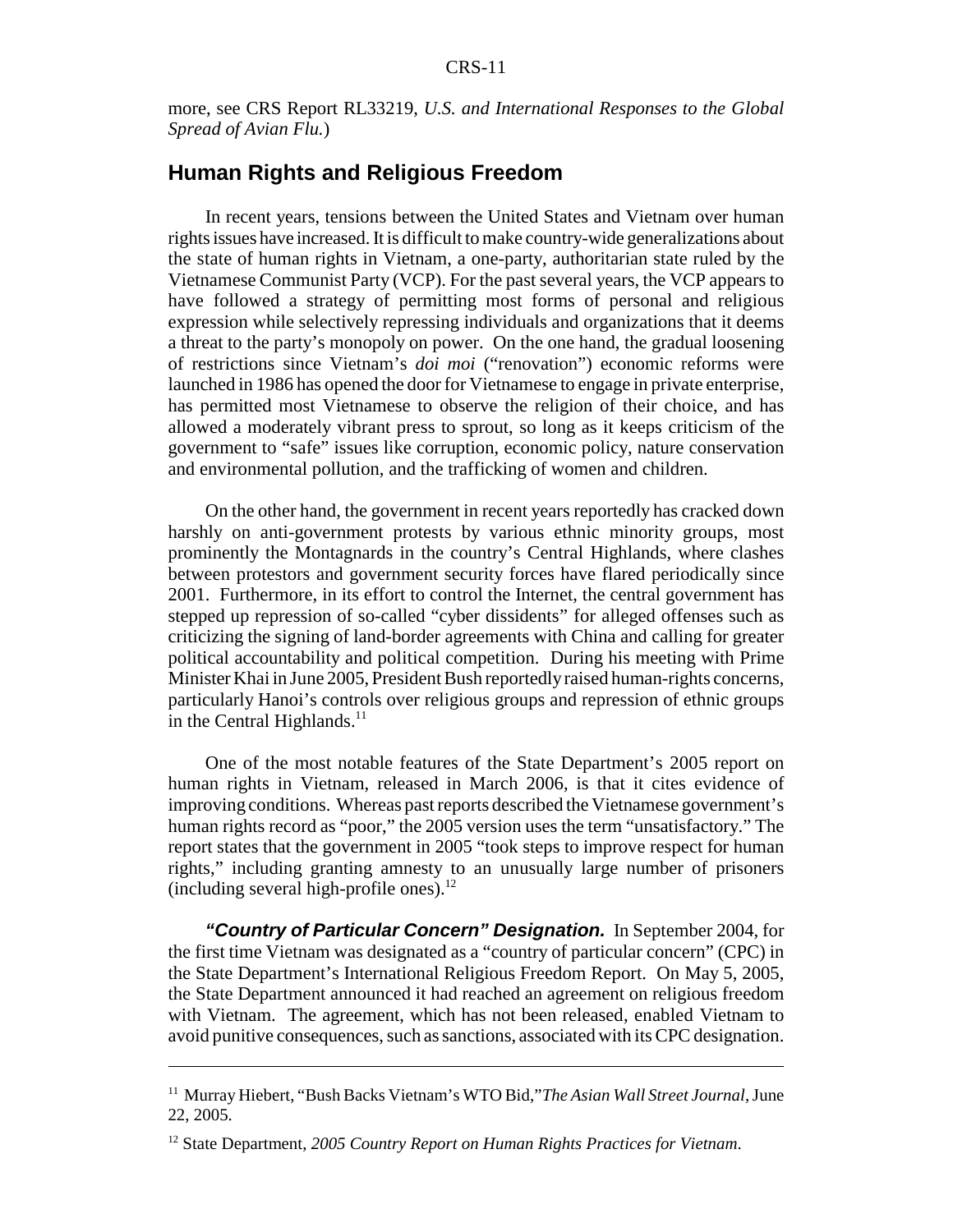more, see CRS Report RL33219, *U.S. and International Responses to the Global Spread of Avian Flu.*)

## Human Rights and Religious Freedom

In recent years, tensions between the United States and Vietnam over human rights issues have increased. It is difficult to make country-wide generalizations about the state of human rights in Vietnam, a one-party, authoritarian state ruled by the Vietnamese Communist Party (VCP). For the past several years, the VCP appears to have followed a strategy of permitting most forms of personal and religious expression while selectively repressing individuals and organizations that it deems a threat to the party's monopoly on power. On the one hand, the gradual loosening of restrictions since Vietnam's *doi moi* ("renovation") economic reforms were launched in 1986 has opened the door for Vietnamese to engage in private enterprise, has permitted most Vietnamese to observe the religion of their choice, and has allowed a moderately vibrant press to sprout, so long as it keeps criticism of the government to "safe" issues like corruption, economic policy, nature conservation and environmental pollution, and the trafficking of women and children.

On the other hand, the government in recent years reportedly has cracked down harshly on anti-government protests by various ethnic minority groups, most prominently the Montagnards in the country's Central Highlands, where clashes between protestors and government security forces have flared periodically since 2001. Furthermore, in its effort to control the Internet, the central government has stepped up repression of so-called "cyber dissidents" for alleged offenses such as criticizing the signing of land-border agreements with China and calling for greater political accountability and political competition. During his meeting with Prime Minister Khai in June 2005, President Bush reportedly raised human-rights concerns, particularly Hanoi's controls over religious groups and repression of ethnic groups in the Central Highlands.[11]

One of the most notable features of the State Department's 2005 report on human rights in Vietnam, released in March 2006, is that it cites evidence of improving conditions. Whereas past reports described the Vietnamese government's human rights record as "poor," the 2005 version uses the term "unsatisfactory." The report states that the government in 2005 "took steps to improve respect for human rights," including granting amnesty to an unusually large number of prisoners (including several high-profile ones).[12]

***"Country of Particular Concern" Designation.*** In September 2004, for the first time Vietnam was designated as a "country of particular concern" (CPC) in the State Department's International Religious Freedom Report. On May 5, 2005, the State Department announced it had reached an agreement on religious freedom with Vietnam. The agreement, which has not been released, enabled Vietnam to avoid punitive consequences, such as sanctions, associated with its CPC designation.

---

[11] Murray Hiebert, "Bush Backs Vietnam's WTO Bid," *The Asian Wall Street Journal*, June 22, 2005.

[12] State Department, *2005 Country Report on Human Rights Practices for Vietnam*.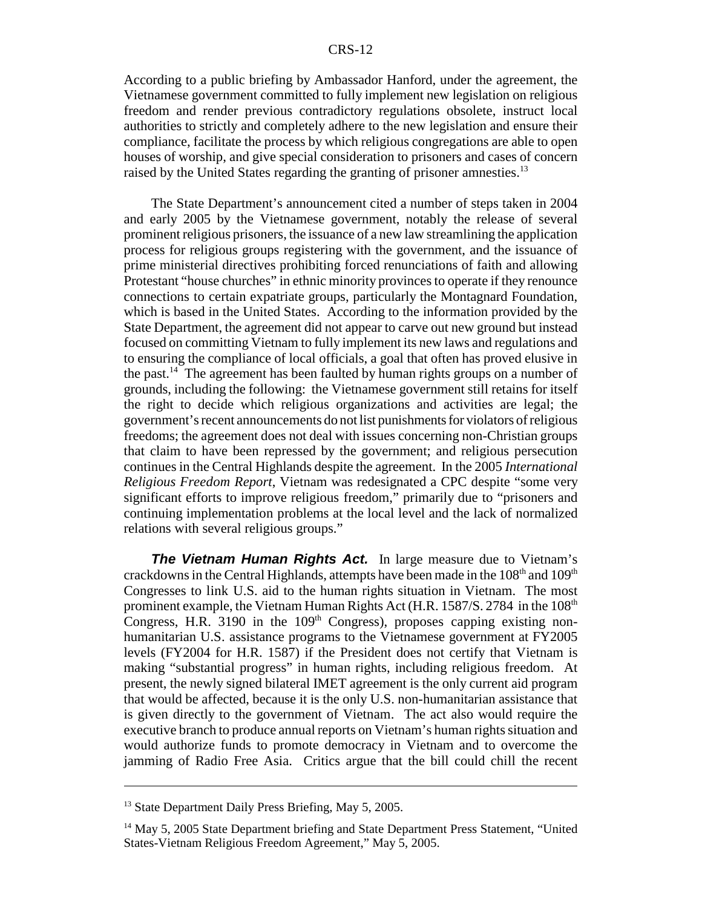According to a public briefing by Ambassador Hanford, under the agreement, the Vietnamese government committed to fully implement new legislation on religious freedom and render previous contradictory regulations obsolete, instruct local authorities to strictly and completely adhere to the new legislation and ensure their compliance, facilitate the process by which religious congregations are able to open houses of worship, and give special consideration to prisoners and cases of concern raised by the United States regarding the granting of prisoner amnesties.[13]

The State Department's announcement cited a number of steps taken in 2004 and early 2005 by the Vietnamese government, notably the release of several prominent religious prisoners, the issuance of a new law streamlining the application process for religious groups registering with the government, and the issuance of prime ministerial directives prohibiting forced renunciations of faith and allowing Protestant "house churches" in ethnic minority provinces to operate if they renounce connections to certain expatriate groups, particularly the Montagnard Foundation, which is based in the United States. According to the information provided by the State Department, the agreement did not appear to carve out new ground but instead focused on committing Vietnam to fully implement its new laws and regulations and to ensuring the compliance of local officials, a goal that often has proved elusive in the past.[14] The agreement has been faulted by human rights groups on a number of grounds, including the following: the Vietnamese government still retains for itself the right to decide which religious organizations and activities are legal; the government's recent announcements do not list punishments for violators of religious freedoms; the agreement does not deal with issues concerning non-Christian groups that claim to have been repressed by the government; and religious persecution continues in the Central Highlands despite the agreement. In the 2005 *International Religious Freedom Report*, Vietnam was redesignated a CPC despite "some very significant efforts to improve religious freedom," primarily due to "prisoners and continuing implementation problems at the local level and the lack of normalized relations with several religious groups."

***The Vietnam Human Rights Act.*** In large measure due to Vietnam's crackdowns in the Central Highlands, attempts have been made in the 108th and 109th Congresses to link U.S. aid to the human rights situation in Vietnam. The most prominent example, the Vietnam Human Rights Act (H.R. 1587/S. 2784 in the 108th Congress, H.R. 3190 in the 109th Congress), proposes capping existing non-humanitarian U.S. assistance programs to the Vietnamese government at FY2005 levels (FY2004 for H.R. 1587) if the President does not certify that Vietnam is making "substantial progress" in human rights, including religious freedom. At present, the newly signed bilateral IMET agreement is the only current aid program that would be affected, because it is the only U.S. non-humanitarian assistance that is given directly to the government of Vietnam. The act also would require the executive branch to produce annual reports on Vietnam's human rights situation and would authorize funds to promote democracy in Vietnam and to overcome the jamming of Radio Free Asia. Critics argue that the bill could chill the recent

---

[13] State Department Daily Press Briefing, May 5, 2005.

[14] May 5, 2005 State Department briefing and State Department Press Statement, "United States-Vietnam Religious Freedom Agreement," May 5, 2005.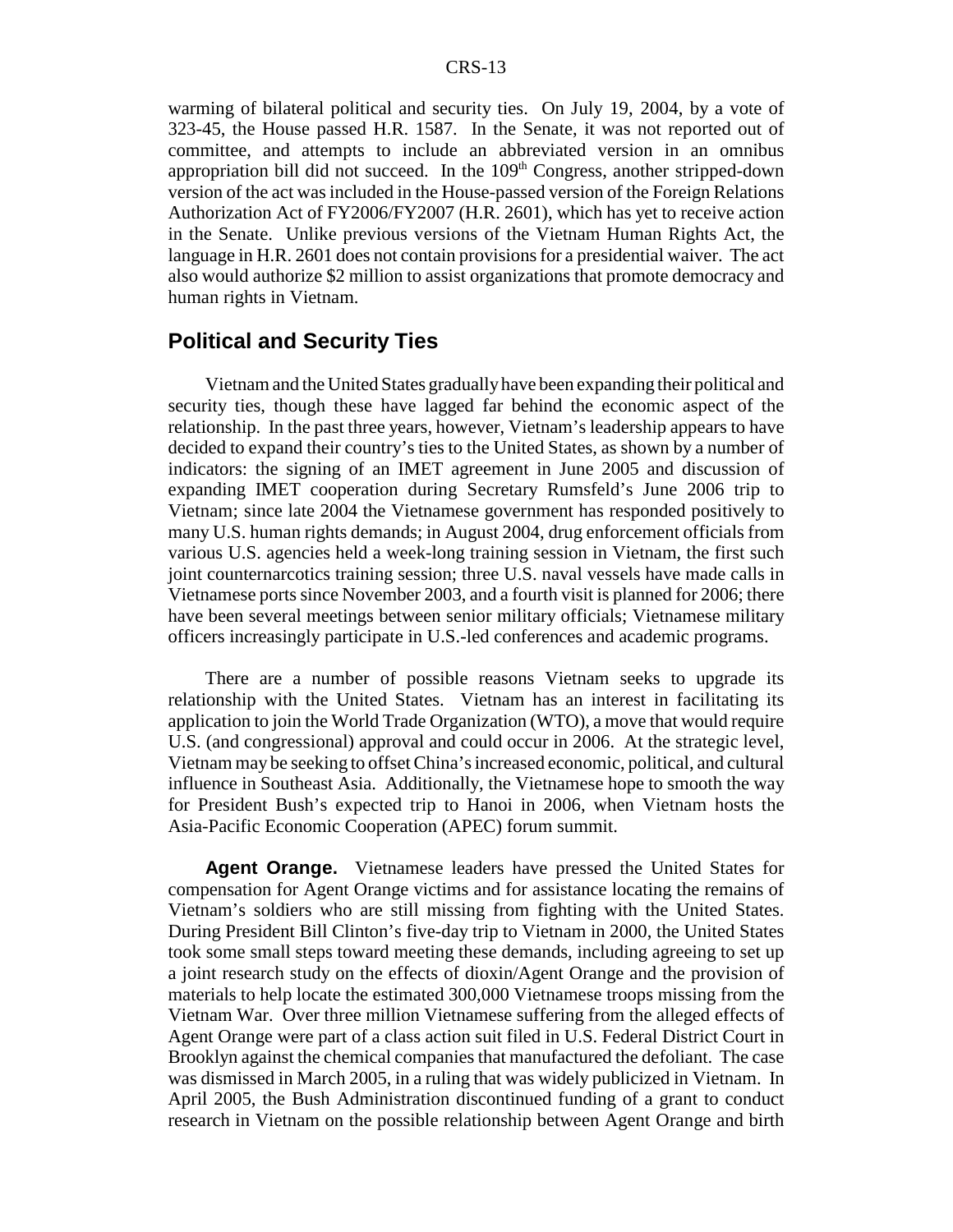warming of bilateral political and security ties. On July 19, 2004, by a vote of 323-45, the House passed H.R. 1587. In the Senate, it was not reported out of committee, and attempts to include an abbreviated version in an omnibus appropriation bill did not succeed. In the 109th Congress, another stripped-down version of the act was included in the House-passed version of the Foreign Relations Authorization Act of FY2006/FY2007 (H.R. 2601), which has yet to receive action in the Senate. Unlike previous versions of the Vietnam Human Rights Act, the language in H.R. 2601 does not contain provisions for a presidential waiver. The act also would authorize $2 million to assist organizations that promote democracy and human rights in Vietnam.

## Political and Security Ties

Vietnam and the United States gradually have been expanding their political and security ties, though these have lagged far behind the economic aspect of the relationship. In the past three years, however, Vietnam's leadership appears to have decided to expand their country's ties to the United States, as shown by a number of indicators: the signing of an IMET agreement in June 2005 and discussion of expanding IMET cooperation during Secretary Rumsfeld's June 2006 trip to Vietnam; since late 2004 the Vietnamese government has responded positively to many U.S. human rights demands; in August 2004, drug enforcement officials from various U.S. agencies held a week-long training session in Vietnam, the first such joint counternarcotics training session; three U.S. naval vessels have made calls in Vietnamese ports since November 2003, and a fourth visit is planned for 2006; there have been several meetings between senior military officials; Vietnamese military officers increasingly participate in U.S.-led conferences and academic programs.

There are a number of possible reasons Vietnam seeks to upgrade its relationship with the United States. Vietnam has an interest in facilitating its application to join the World Trade Organization (WTO), a move that would require U.S. (and congressional) approval and could occur in 2006. At the strategic level, Vietnam may be seeking to offset China's increased economic, political, and cultural influence in Southeast Asia. Additionally, the Vietnamese hope to smooth the way for President Bush's expected trip to Hanoi in 2006, when Vietnam hosts the Asia-Pacific Economic Cooperation (APEC) forum summit.

**Agent Orange.** Vietnamese leaders have pressed the United States for compensation for Agent Orange victims and for assistance locating the remains of Vietnam's soldiers who are still missing from fighting with the United States. During President Bill Clinton's five-day trip to Vietnam in 2000, the United States took some small steps toward meeting these demands, including agreeing to set up a joint research study on the effects of dioxin/Agent Orange and the provision of materials to help locate the estimated 300,000 Vietnamese troops missing from the Vietnam War. Over three million Vietnamese suffering from the alleged effects of Agent Orange were part of a class action suit filed in U.S. Federal District Court in Brooklyn against the chemical companies that manufactured the defoliant. The case was dismissed in March 2005, in a ruling that was widely publicized in Vietnam. In April 2005, the Bush Administration discontinued funding of a grant to conduct research in Vietnam on the possible relationship between Agent Orange and birth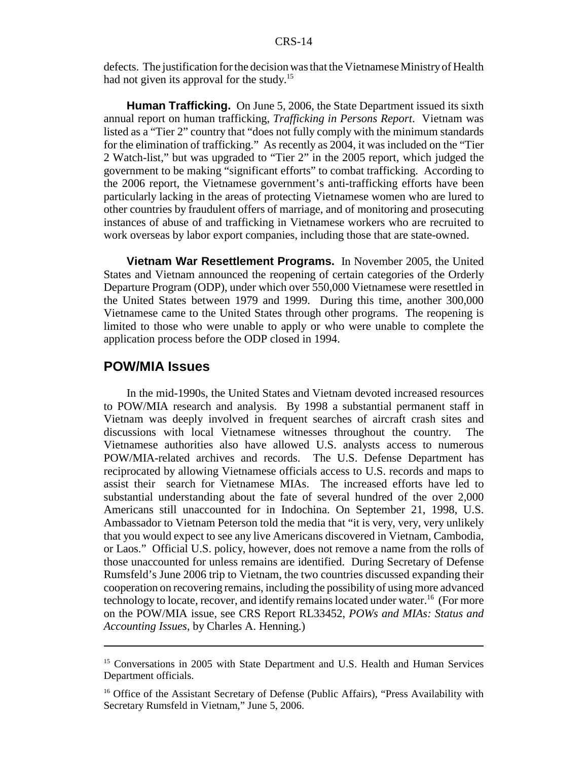defects. The justification for the decision was that the Vietnamese Ministry of Health had not given its approval for the study.[15]

**Human Trafficking.** On June 5, 2006, the State Department issued its sixth annual report on human trafficking, *Trafficking in Persons Report*. Vietnam was listed as a "Tier 2" country that "does not fully comply with the minimum standards for the elimination of trafficking." As recently as 2004, it was included on the "Tier 2 Watch-list," but was upgraded to "Tier 2" in the 2005 report, which judged the government to be making "significant efforts" to combat trafficking. According to the 2006 report, the Vietnamese government's anti-trafficking efforts have been particularly lacking in the areas of protecting Vietnamese women who are lured to other countries by fraudulent offers of marriage, and of monitoring and prosecuting instances of abuse of and trafficking in Vietnamese workers who are recruited to work overseas by labor export companies, including those that are state-owned.

**Vietnam War Resettlement Programs.** In November 2005, the United States and Vietnam announced the reopening of certain categories of the Orderly Departure Program (ODP), under which over 550,000 Vietnamese were resettled in the United States between 1979 and 1999. During this time, another 300,000 Vietnamese came to the United States through other programs. The reopening is limited to those who were unable to apply or who were unable to complete the application process before the ODP closed in 1994.

## POW/MIA Issues

In the mid-1990s, the United States and Vietnam devoted increased resources to POW/MIA research and analysis. By 1998 a substantial permanent staff in Vietnam was deeply involved in frequent searches of aircraft crash sites and discussions with local Vietnamese witnesses throughout the country. The Vietnamese authorities also have allowed U.S. analysts access to numerous POW/MIA-related archives and records. The U.S. Defense Department has reciprocated by allowing Vietnamese officials access to U.S. records and maps to assist their search for Vietnamese MIAs. The increased efforts have led to substantial understanding about the fate of several hundred of the over 2,000 Americans still unaccounted for in Indochina. On September 21, 1998, U.S. Ambassador to Vietnam Peterson told the media that "it is very, very, very unlikely that you would expect to see any live Americans discovered in Vietnam, Cambodia, or Laos." Official U.S. policy, however, does not remove a name from the rolls of those unaccounted for unless remains are identified. During Secretary of Defense Rumsfeld's June 2006 trip to Vietnam, the two countries discussed expanding their cooperation on recovering remains, including the possibility of using more advanced technology to locate, recover, and identify remains located under water.[16] (For more on the POW/MIA issue, see CRS Report RL33452, *POWs and MIAs: Status and Accounting Issues*, by Charles A. Henning.)

---

[15] Conversations in 2005 with State Department and U.S. Health and Human Services Department officials.

[16] Office of the Assistant Secretary of Defense (Public Affairs), "Press Availability with Secretary Rumsfeld in Vietnam," June 5, 2006.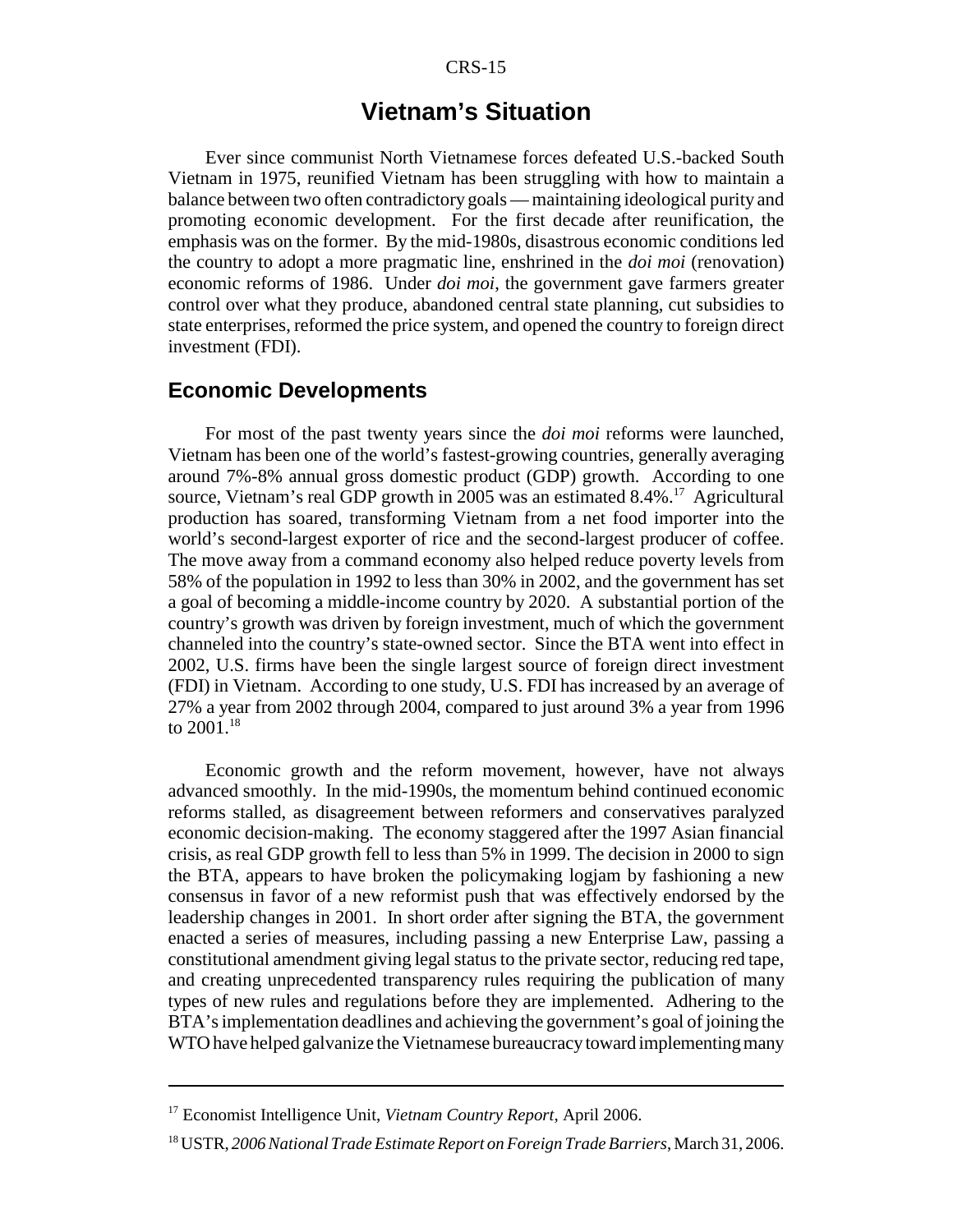# Vietnam's Situation

Ever since communist North Vietnamese forces defeated U.S.-backed South Vietnam in 1975, reunified Vietnam has been struggling with how to maintain a balance between two often contradictory goals — maintaining ideological purity and promoting economic development. For the first decade after reunification, the emphasis was on the former. By the mid-1980s, disastrous economic conditions led the country to adopt a more pragmatic line, enshrined in the *doi moi* (renovation) economic reforms of 1986. Under *doi moi*, the government gave farmers greater control over what they produce, abandoned central state planning, cut subsidies to state enterprises, reformed the price system, and opened the country to foreign direct investment (FDI).

## Economic Developments

For most of the past twenty years since the *doi moi* reforms were launched, Vietnam has been one of the world's fastest-growing countries, generally averaging around 7%-8% annual gross domestic product (GDP) growth. According to one source, Vietnam's real GDP growth in 2005 was an estimated 8.4%.[17] Agricultural production has soared, transforming Vietnam from a net food importer into the world's second-largest exporter of rice and the second-largest producer of coffee. The move away from a command economy also helped reduce poverty levels from 58% of the population in 1992 to less than 30% in 2002, and the government has set a goal of becoming a middle-income country by 2020. A substantial portion of the country's growth was driven by foreign investment, much of which the government channeled into the country's state-owned sector. Since the BTA went into effect in 2002, U.S. firms have been the single largest source of foreign direct investment (FDI) in Vietnam. According to one study, U.S. FDI has increased by an average of 27% a year from 2002 through 2004, compared to just around 3% a year from 1996 to 2001.[18]

Economic growth and the reform movement, however, have not always advanced smoothly. In the mid-1990s, the momentum behind continued economic reforms stalled, as disagreement between reformers and conservatives paralyzed economic decision-making. The economy staggered after the 1997 Asian financial crisis, as real GDP growth fell to less than 5% in 1999. The decision in 2000 to sign the BTA, appears to have broken the policymaking logjam by fashioning a new consensus in favor of a new reformist push that was effectively endorsed by the leadership changes in 2001. In short order after signing the BTA, the government enacted a series of measures, including passing a new Enterprise Law, passing a constitutional amendment giving legal status to the private sector, reducing red tape, and creating unprecedented transparency rules requiring the publication of many types of new rules and regulations before they are implemented. Adhering to the BTA's implementation deadlines and achieving the government's goal of joining the WTO have helped galvanize the Vietnamese bureaucracy toward implementing many

---

[17] Economist Intelligence Unit, *Vietnam Country Report*, April 2006.

[18] USTR, *2006 National Trade Estimate Report on Foreign Trade Barriers*, March 31, 2006.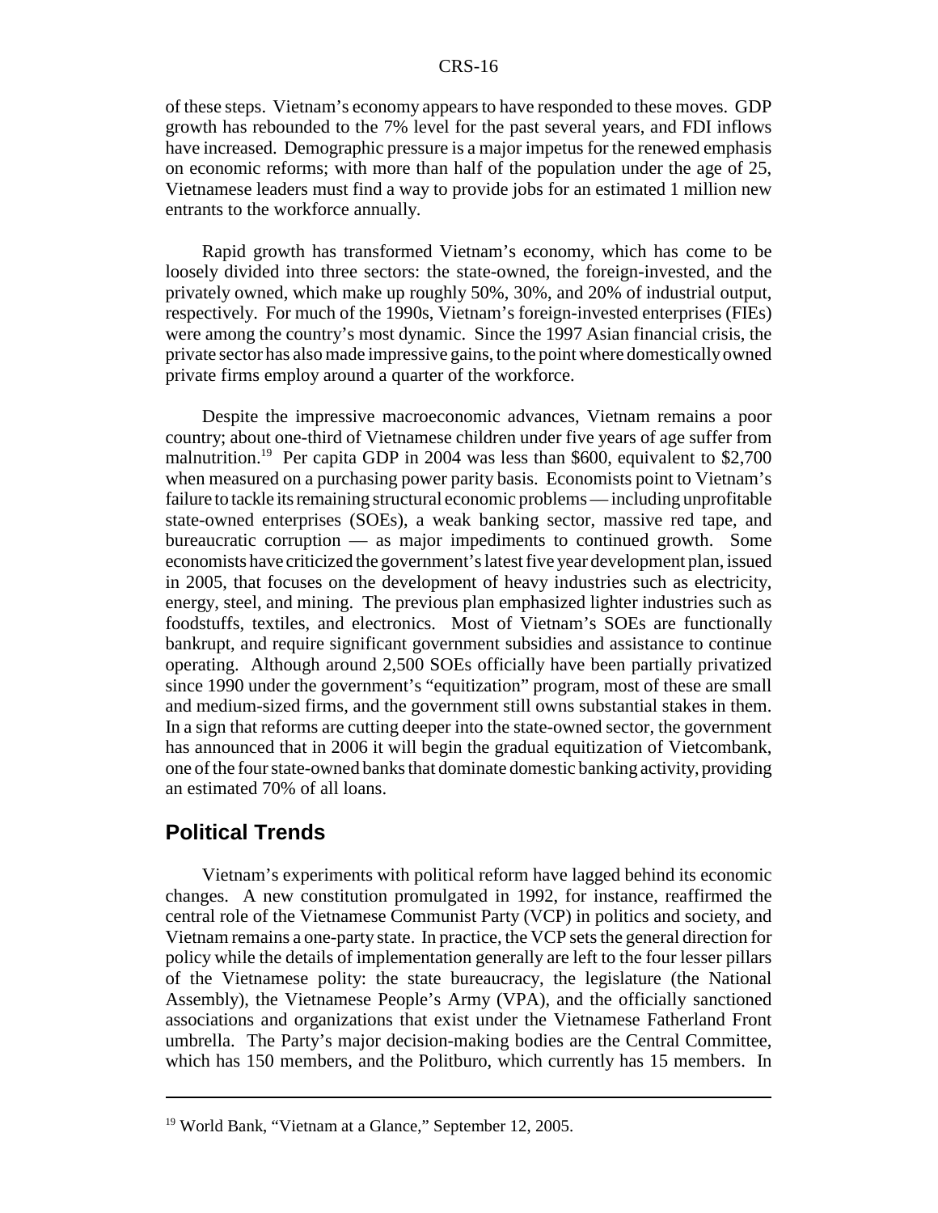of these steps. Vietnam's economy appears to have responded to these moves. GDP growth has rebounded to the 7% level for the past several years, and FDI inflows have increased. Demographic pressure is a major impetus for the renewed emphasis on economic reforms; with more than half of the population under the age of 25, Vietnamese leaders must find a way to provide jobs for an estimated 1 million new entrants to the workforce annually.

Rapid growth has transformed Vietnam's economy, which has come to be loosely divided into three sectors: the state-owned, the foreign-invested, and the privately owned, which make up roughly 50%, 30%, and 20% of industrial output, respectively. For much of the 1990s, Vietnam's foreign-invested enterprises (FIEs) were among the country's most dynamic. Since the 1997 Asian financial crisis, the private sector has also made impressive gains, to the point where domestically owned private firms employ around a quarter of the workforce.

Despite the impressive macroeconomic advances, Vietnam remains a poor country; about one-third of Vietnamese children under five years of age suffer from malnutrition.[19] Per capita GDP in 2004 was less than $600, equivalent to $2,700 when measured on a purchasing power parity basis. Economists point to Vietnam's failure to tackle its remaining structural economic problems — including unprofitable state-owned enterprises (SOEs), a weak banking sector, massive red tape, and bureaucratic corruption — as major impediments to continued growth. Some economists have criticized the government's latest five year development plan, issued in 2005, that focuses on the development of heavy industries such as electricity, energy, steel, and mining. The previous plan emphasized lighter industries such as foodstuffs, textiles, and electronics. Most of Vietnam's SOEs are functionally bankrupt, and require significant government subsidies and assistance to continue operating. Although around 2,500 SOEs officially have been partially privatized since 1990 under the government's "equitization" program, most of these are small and medium-sized firms, and the government still owns substantial stakes in them. In a sign that reforms are cutting deeper into the state-owned sector, the government has announced that in 2006 it will begin the gradual equitization of Vietcombank, one of the four state-owned banks that dominate domestic banking activity, providing an estimated 70% of all loans.

## Political Trends

Vietnam's experiments with political reform have lagged behind its economic changes. A new constitution promulgated in 1992, for instance, reaffirmed the central role of the Vietnamese Communist Party (VCP) in politics and society, and Vietnam remains a one-party state. In practice, the VCP sets the general direction for policy while the details of implementation generally are left to the four lesser pillars of the Vietnamese polity: the state bureaucracy, the legislature (the National Assembly), the Vietnamese People's Army (VPA), and the officially sanctioned associations and organizations that exist under the Vietnamese Fatherland Front umbrella. The Party's major decision-making bodies are the Central Committee, which has 150 members, and the Politburo, which currently has 15 members. In

---

[19] World Bank, "Vietnam at a Glance," September 12, 2005.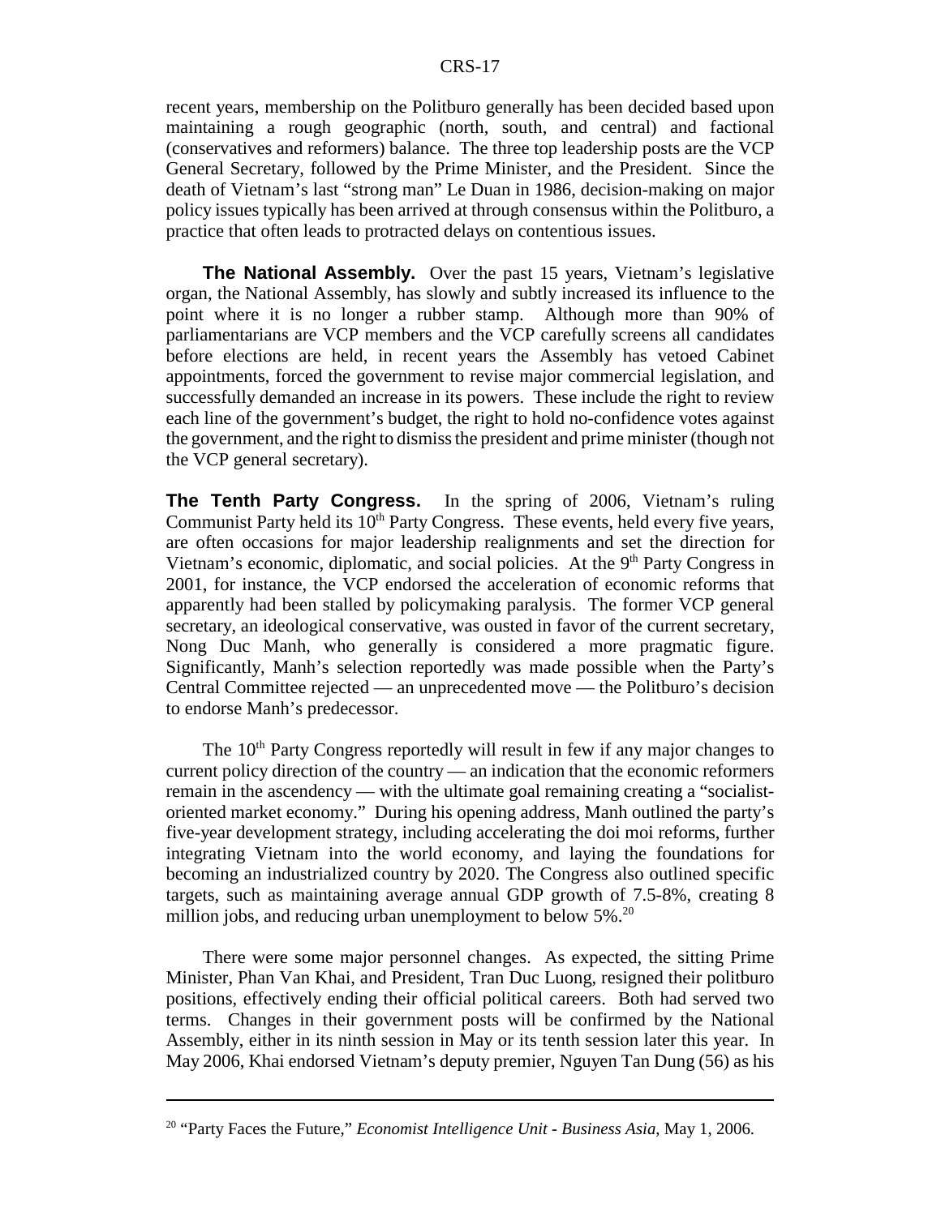recent years, membership on the Politburo generally has been decided based upon maintaining a rough geographic (north, south, and central) and factional (conservatives and reformers) balance. The three top leadership posts are the VCP General Secretary, followed by the Prime Minister, and the President. Since the death of Vietnam's last "strong man" Le Duan in 1986, decision-making on major policy issues typically has been arrived at through consensus within the Politburo, a practice that often leads to protracted delays on contentious issues.

**The National Assembly.** Over the past 15 years, Vietnam's legislative organ, the National Assembly, has slowly and subtly increased its influence to the point where it is no longer a rubber stamp. Although more than 90% of parliamentarians are VCP members and the VCP carefully screens all candidates before elections are held, in recent years the Assembly has vetoed Cabinet appointments, forced the government to revise major commercial legislation, and successfully demanded an increase in its powers. These include the right to review each line of the government's budget, the right to hold no-confidence votes against the government, and the right to dismiss the president and prime minister (though not the VCP general secretary).

**The Tenth Party Congress.** In the spring of 2006, Vietnam's ruling Communist Party held its 10th Party Congress. These events, held every five years, are often occasions for major leadership realignments and set the direction for Vietnam's economic, diplomatic, and social policies. At the 9th Party Congress in 2001, for instance, the VCP endorsed the acceleration of economic reforms that apparently had been stalled by policymaking paralysis. The former VCP general secretary, an ideological conservative, was ousted in favor of the current secretary, Nong Duc Manh, who generally is considered a more pragmatic figure. Significantly, Manh's selection reportedly was made possible when the Party's Central Committee rejected — an unprecedented move — the Politburo's decision to endorse Manh's predecessor.

The 10th Party Congress reportedly will result in few if any major changes to current policy direction of the country — an indication that the economic reformers remain in the ascendency — with the ultimate goal remaining creating a "socialist-oriented market economy." During his opening address, Manh outlined the party's five-year development strategy, including accelerating the doi moi reforms, further integrating Vietnam into the world economy, and laying the foundations for becoming an industrialized country by 2020. The Congress also outlined specific targets, such as maintaining average annual GDP growth of 7.5-8%, creating 8 million jobs, and reducing urban unemployment to below 5%.[20]

There were some major personnel changes. As expected, the sitting Prime Minister, Phan Van Khai, and President, Tran Duc Luong, resigned their politburo positions, effectively ending their official political careers. Both had served two terms. Changes in their government posts will be confirmed by the National Assembly, either in its ninth session in May or its tenth session later this year. In May 2006, Khai endorsed Vietnam's deputy premier, Nguyen Tan Dung (56) as his

---

[20] "Party Faces the Future," *Economist Intelligence Unit - Business Asia*, May 1, 2006.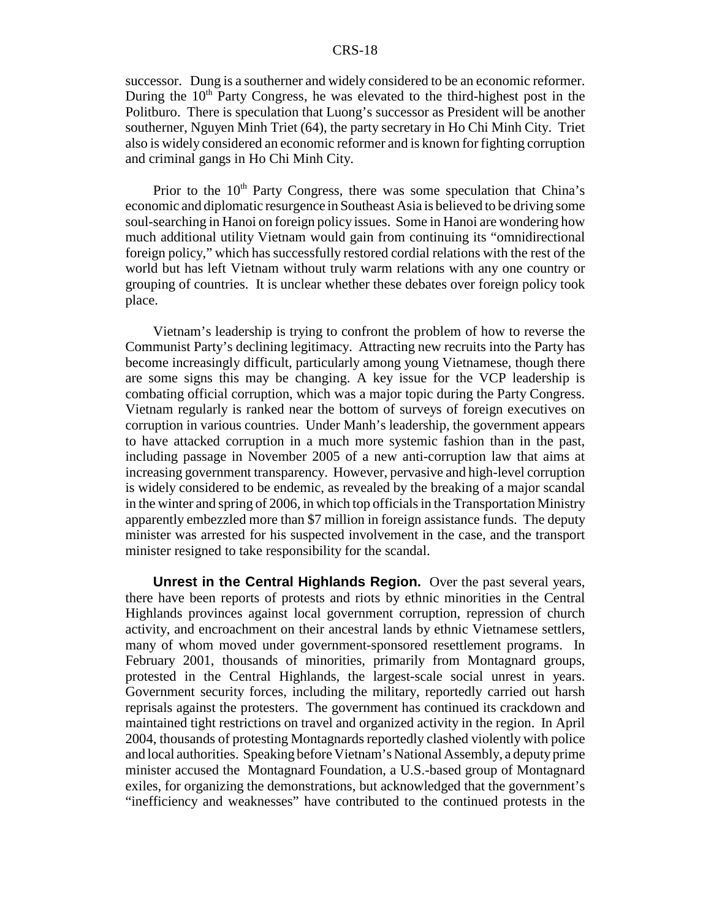successor. Dung is a southerner and widely considered to be an economic reformer. During the 10th Party Congress, he was elevated to the third-highest post in the Politburo. There is speculation that Luong's successor as President will be another southerner, Nguyen Minh Triet (64), the party secretary in Ho Chi Minh City. Triet also is widely considered an economic reformer and is known for fighting corruption and criminal gangs in Ho Chi Minh City.

Prior to the 10th Party Congress, there was some speculation that China's economic and diplomatic resurgence in Southeast Asia is believed to be driving some soul-searching in Hanoi on foreign policy issues. Some in Hanoi are wondering how much additional utility Vietnam would gain from continuing its "omnidirectional foreign policy," which has successfully restored cordial relations with the rest of the world but has left Vietnam without truly warm relations with any one country or grouping of countries. It is unclear whether these debates over foreign policy took place.

Vietnam's leadership is trying to confront the problem of how to reverse the Communist Party's declining legitimacy. Attracting new recruits into the Party has become increasingly difficult, particularly among young Vietnamese, though there are some signs this may be changing. A key issue for the VCP leadership is combating official corruption, which was a major topic during the Party Congress. Vietnam regularly is ranked near the bottom of surveys of foreign executives on corruption in various countries. Under Manh's leadership, the government appears to have attacked corruption in a much more systemic fashion than in the past, including passage in November 2005 of a new anti-corruption law that aims at increasing government transparency. However, pervasive and high-level corruption is widely considered to be endemic, as revealed by the breaking of a major scandal in the winter and spring of 2006, in which top officials in the Transportation Ministry apparently embezzled more than $7 million in foreign assistance funds. The deputy minister was arrested for his suspected involvement in the case, and the transport minister resigned to take responsibility for the scandal.

**Unrest in the Central Highlands Region.** Over the past several years, there have been reports of protests and riots by ethnic minorities in the Central Highlands provinces against local government corruption, repression of church activity, and encroachment on their ancestral lands by ethnic Vietnamese settlers, many of whom moved under government-sponsored resettlement programs. In February 2001, thousands of minorities, primarily from Montagnard groups, protested in the Central Highlands, the largest-scale social unrest in years. Government security forces, including the military, reportedly carried out harsh reprisals against the protesters. The government has continued its crackdown and maintained tight restrictions on travel and organized activity in the region. In April 2004, thousands of protesting Montagnards reportedly clashed violently with police and local authorities. Speaking before Vietnam's National Assembly, a deputy prime minister accused the Montagnard Foundation, a U.S.-based group of Montagnard exiles, for organizing the demonstrations, but acknowledged that the government's "inefficiency and weaknesses" have contributed to the continued protests in the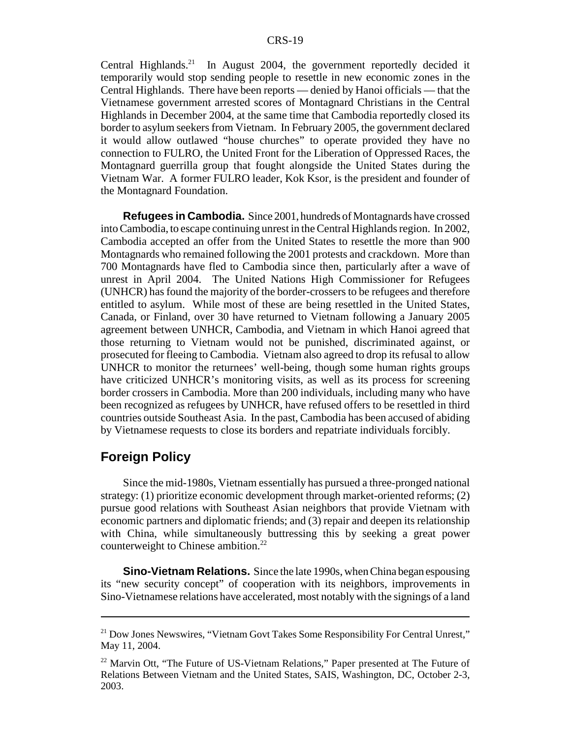Central Highlands.[21] In August 2004, the government reportedly decided it temporarily would stop sending people to resettle in new economic zones in the Central Highlands. There have been reports — denied by Hanoi officials — that the Vietnamese government arrested scores of Montagnard Christians in the Central Highlands in December 2004, at the same time that Cambodia reportedly closed its border to asylum seekers from Vietnam. In February 2005, the government declared it would allow outlawed "house churches" to operate provided they have no connection to FULRO, the United Front for the Liberation of Oppressed Races, the Montagnard guerrilla group that fought alongside the United States during the Vietnam War. A former FULRO leader, Kok Ksor, is the president and founder of the Montagnard Foundation.

**Refugees in Cambodia.** Since 2001, hundreds of Montagnards have crossed into Cambodia, to escape continuing unrest in the Central Highlands region. In 2002, Cambodia accepted an offer from the United States to resettle the more than 900 Montagnards who remained following the 2001 protests and crackdown. More than 700 Montagnards have fled to Cambodia since then, particularly after a wave of unrest in April 2004. The United Nations High Commissioner for Refugees (UNHCR) has found the majority of the border-crossers to be refugees and therefore entitled to asylum. While most of these are being resettled in the United States, Canada, or Finland, over 30 have returned to Vietnam following a January 2005 agreement between UNHCR, Cambodia, and Vietnam in which Hanoi agreed that those returning to Vietnam would not be punished, discriminated against, or prosecuted for fleeing to Cambodia. Vietnam also agreed to drop its refusal to allow UNHCR to monitor the returnees' well-being, though some human rights groups have criticized UNHCR's monitoring visits, as well as its process for screening border crossers in Cambodia. More than 200 individuals, including many who have been recognized as refugees by UNHCR, have refused offers to be resettled in third countries outside Southeast Asia. In the past, Cambodia has been accused of abiding by Vietnamese requests to close its borders and repatriate individuals forcibly.

## Foreign Policy

Since the mid-1980s, Vietnam essentially has pursued a three-pronged national strategy: (1) prioritize economic development through market-oriented reforms; (2) pursue good relations with Southeast Asian neighbors that provide Vietnam with economic partners and diplomatic friends; and (3) repair and deepen its relationship with China, while simultaneously buttressing this by seeking a great power counterweight to Chinese ambition.[22]

**Sino-Vietnam Relations.** Since the late 1990s, when China began espousing its "new security concept" of cooperation with its neighbors, improvements in Sino-Vietnamese relations have accelerated, most notably with the signings of a land

---

[21] Dow Jones Newswires, "Vietnam Govt Takes Some Responsibility For Central Unrest," May 11, 2004.

[22] Marvin Ott, "The Future of US-Vietnam Relations," Paper presented at The Future of Relations Between Vietnam and the United States, SAIS, Washington, DC, October 2-3, 2003.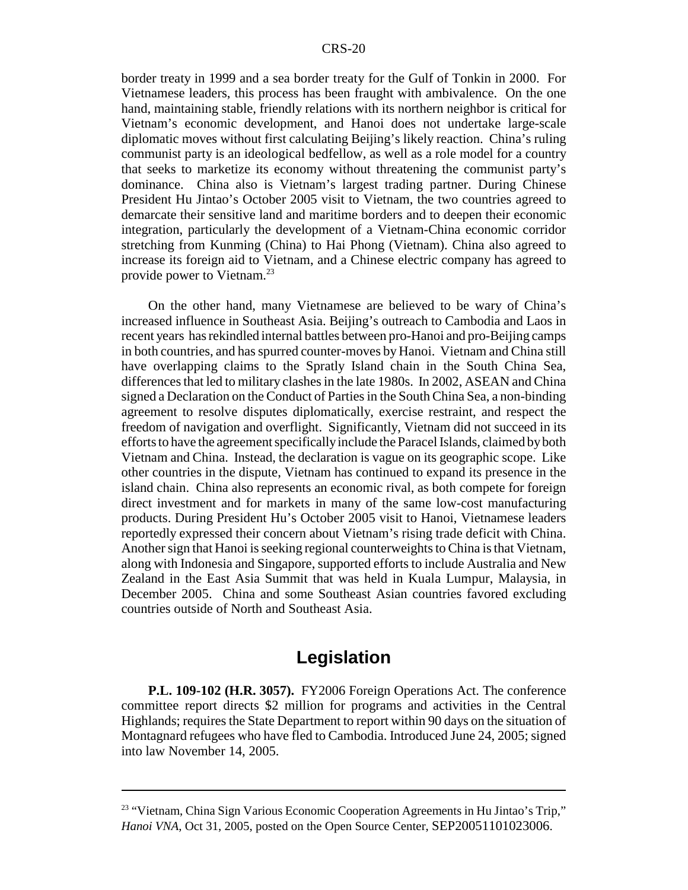border treaty in 1999 and a sea border treaty for the Gulf of Tonkin in 2000. For Vietnamese leaders, this process has been fraught with ambivalence. On the one hand, maintaining stable, friendly relations with its northern neighbor is critical for Vietnam's economic development, and Hanoi does not undertake large-scale diplomatic moves without first calculating Beijing's likely reaction. China's ruling communist party is an ideological bedfellow, as well as a role model for a country that seeks to marketize its economy without threatening the communist party's dominance. China also is Vietnam's largest trading partner. During Chinese President Hu Jintao's October 2005 visit to Vietnam, the two countries agreed to demarcate their sensitive land and maritime borders and to deepen their economic integration, particularly the development of a Vietnam-China economic corridor stretching from Kunming (China) to Hai Phong (Vietnam). China also agreed to increase its foreign aid to Vietnam, and a Chinese electric company has agreed to provide power to Vietnam.[23]

On the other hand, many Vietnamese are believed to be wary of China's increased influence in Southeast Asia. Beijing's outreach to Cambodia and Laos in recent years has rekindled internal battles between pro-Hanoi and pro-Beijing camps in both countries, and has spurred counter-moves by Hanoi. Vietnam and China still have overlapping claims to the Spratly Island chain in the South China Sea, differences that led to military clashes in the late 1980s. In 2002, ASEAN and China signed a Declaration on the Conduct of Parties in the South China Sea, a non-binding agreement to resolve disputes diplomatically, exercise restraint, and respect the freedom of navigation and overflight. Significantly, Vietnam did not succeed in its efforts to have the agreement specifically include the Paracel Islands, claimed by both Vietnam and China. Instead, the declaration is vague on its geographic scope. Like other countries in the dispute, Vietnam has continued to expand its presence in the island chain. China also represents an economic rival, as both compete for foreign direct investment and for markets in many of the same low-cost manufacturing products. During President Hu's October 2005 visit to Hanoi, Vietnamese leaders reportedly expressed their concern about Vietnam's rising trade deficit with China. Another sign that Hanoi is seeking regional counterweights to China is that Vietnam, along with Indonesia and Singapore, supported efforts to include Australia and New Zealand in the East Asia Summit that was held in Kuala Lumpur, Malaysia, in December 2005. China and some Southeast Asian countries favored excluding countries outside of North and Southeast Asia.

## Legislation

**P.L. 109-102 (H.R. 3057).** FY2006 Foreign Operations Act. The conference committee report directs $2 million for programs and activities in the Central Highlands; requires the State Department to report within 90 days on the situation of Montagnard refugees who have fled to Cambodia. Introduced June 24, 2005; signed into law November 14, 2005.

---

[23] "Vietnam, China Sign Various Economic Cooperation Agreements in Hu Jintao's Trip," *Hanoi VNA*, Oct 31, 2005, posted on the Open Source Center, SEP20051101023006.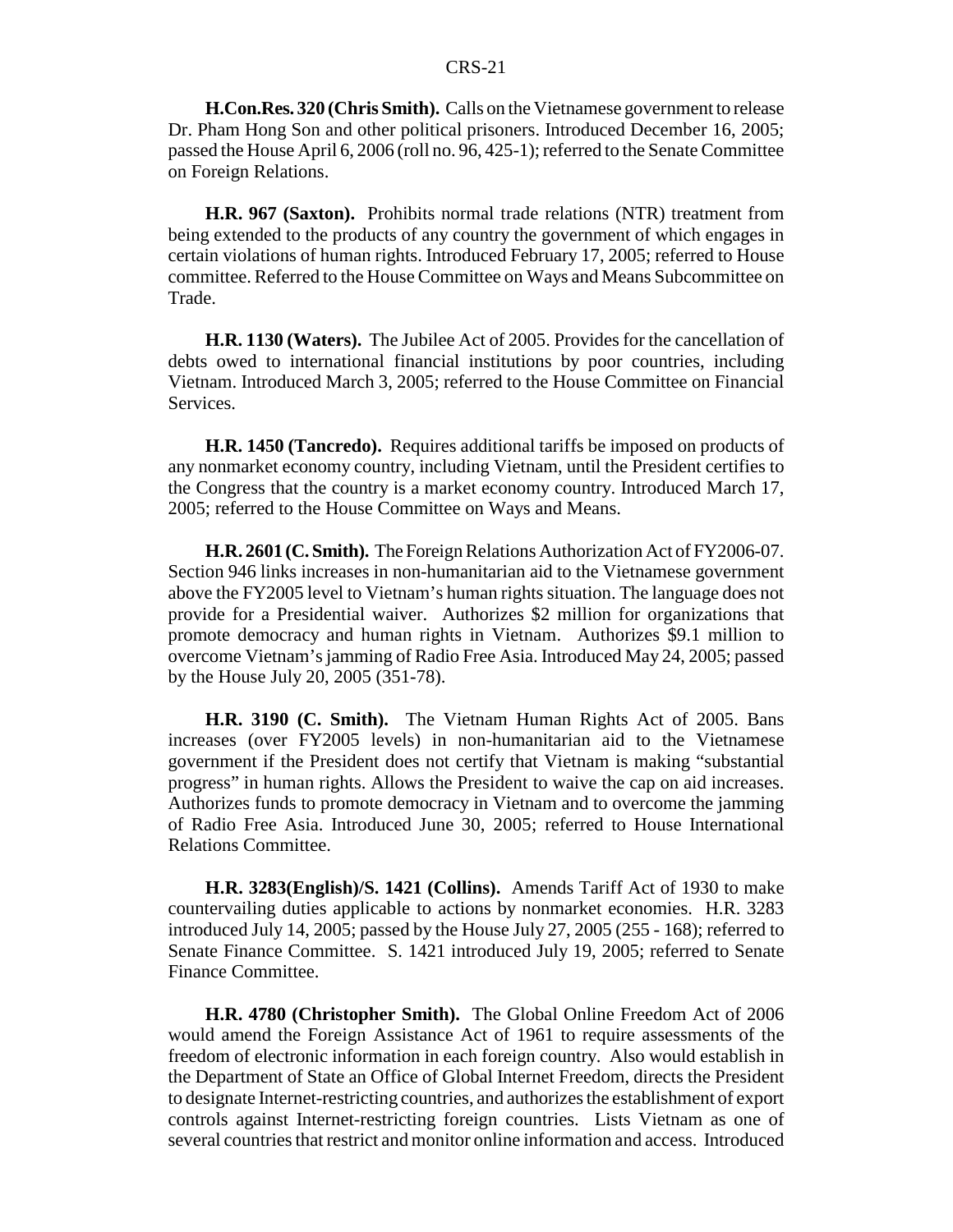**H.Con.Res. 320 (Chris Smith).** Calls on the Vietnamese government to release Dr. Pham Hong Son and other political prisoners. Introduced December 16, 2005; passed the House April 6, 2006 (roll no. 96, 425-1); referred to the Senate Committee on Foreign Relations.

**H.R. 967 (Saxton).** Prohibits normal trade relations (NTR) treatment from being extended to the products of any country the government of which engages in certain violations of human rights. Introduced February 17, 2005; referred to House committee. Referred to the House Committee on Ways and Means Subcommittee on Trade.

**H.R. 1130 (Waters).** The Jubilee Act of 2005. Provides for the cancellation of debts owed to international financial institutions by poor countries, including Vietnam. Introduced March 3, 2005; referred to the House Committee on Financial Services.

**H.R. 1450 (Tancredo).** Requires additional tariffs be imposed on products of any nonmarket economy country, including Vietnam, until the President certifies to the Congress that the country is a market economy country. Introduced March 17, 2005; referred to the House Committee on Ways and Means.

**H.R. 2601 (C. Smith).** The Foreign Relations Authorization Act of FY2006-07. Section 946 links increases in non-humanitarian aid to the Vietnamese government above the FY2005 level to Vietnam's human rights situation. The language does not provide for a Presidential waiver. Authorizes $2 million for organizations that promote democracy and human rights in Vietnam. Authorizes $9.1 million to overcome Vietnam's jamming of Radio Free Asia. Introduced May 24, 2005; passed by the House July 20, 2005 (351-78).

**H.R. 3190 (C. Smith).** The Vietnam Human Rights Act of 2005. Bans increases (over FY2005 levels) in non-humanitarian aid to the Vietnamese government if the President does not certify that Vietnam is making "substantial progress" in human rights. Allows the President to waive the cap on aid increases. Authorizes funds to promote democracy in Vietnam and to overcome the jamming of Radio Free Asia. Introduced June 30, 2005; referred to House International Relations Committee.

**H.R. 3283(English)/S. 1421 (Collins).** Amends Tariff Act of 1930 to make countervailing duties applicable to actions by nonmarket economies. H.R. 3283 introduced July 14, 2005; passed by the House July 27, 2005 (255 - 168); referred to Senate Finance Committee. S. 1421 introduced July 19, 2005; referred to Senate Finance Committee.

**H.R. 4780 (Christopher Smith).** The Global Online Freedom Act of 2006 would amend the Foreign Assistance Act of 1961 to require assessments of the freedom of electronic information in each foreign country. Also would establish in the Department of State an Office of Global Internet Freedom, directs the President to designate Internet-restricting countries, and authorizes the establishment of export controls against Internet-restricting foreign countries. Lists Vietnam as one of several countries that restrict and monitor online information and access. Introduced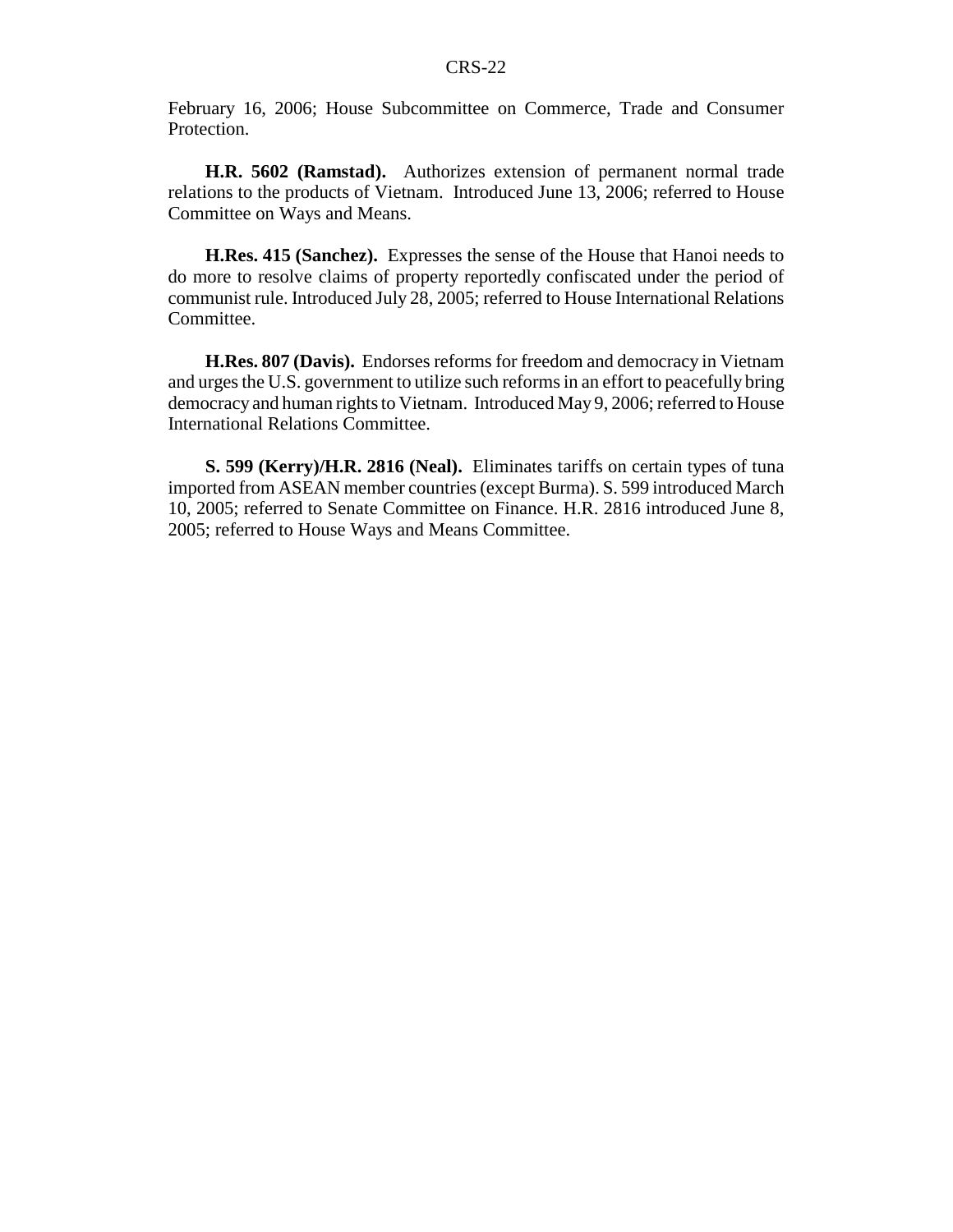February 16, 2006; House Subcommittee on Commerce, Trade and Consumer Protection.

**H.R. 5602 (Ramstad).** Authorizes extension of permanent normal trade relations to the products of Vietnam. Introduced June 13, 2006; referred to House Committee on Ways and Means.

**H.Res. 415 (Sanchez).** Expresses the sense of the House that Hanoi needs to do more to resolve claims of property reportedly confiscated under the period of communist rule. Introduced July 28, 2005; referred to House International Relations Committee.

**H.Res. 807 (Davis).** Endorses reforms for freedom and democracy in Vietnam and urges the U.S. government to utilize such reforms in an effort to peacefully bring democracy and human rights to Vietnam. Introduced May 9, 2006; referred to House International Relations Committee.

**S. 599 (Kerry)/H.R. 2816 (Neal).** Eliminates tariffs on certain types of tuna imported from ASEAN member countries (except Burma). S. 599 introduced March 10, 2005; referred to Senate Committee on Finance. H.R. 2816 introduced June 8, 2005; referred to House Ways and Means Committee.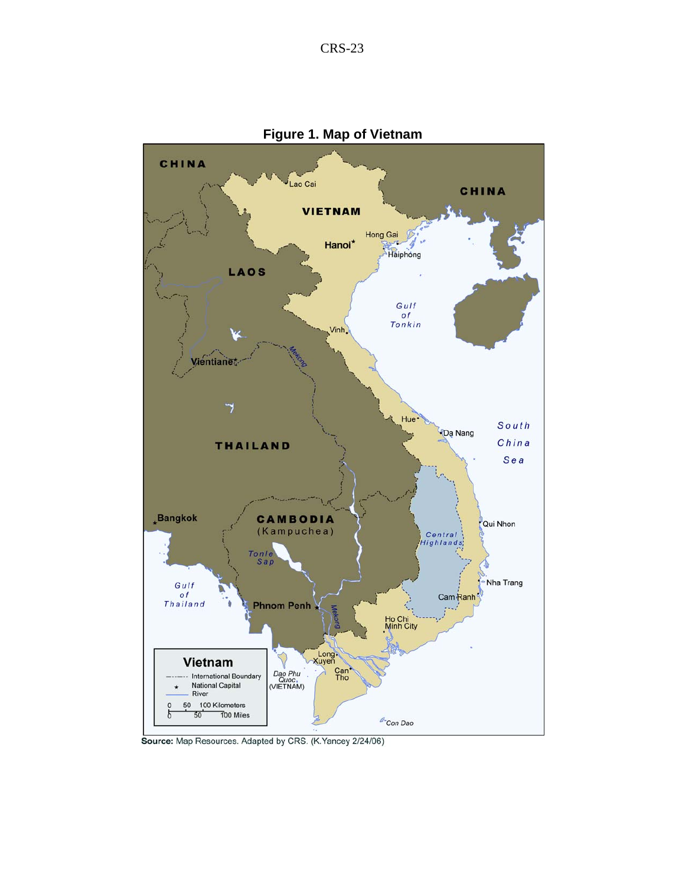**Figure 1. Map of Vietnam**

CHINA

Lao Cai

CHINA

VIETNAM

Hong Gai

Hanoi

Haiphong

LAOS

Gulf of Tonkin

Vinh

Vientiane

Mekong

Hue

Da Nang

South China Sea

THAILAND

Bangkok

CAMBODIA (Kampuchea)

Qui Nhon

Central Highlands

Tonle Sap

Nha Trang

Gulf of Thailand

Phnom Penh

Cam Ranh

Mekong

Ho Chi Minh City

Vietnam

International Boundary

National Capital

River

0 50 100 Kilometers

0 50 100 Miles

Long Xuyen

Dao Phu Quoc (VIETNAM)

Can Tho

Con Dao

**Source:** Map Resources. Adapted by CRS. (K.Yancey 2/24/06)